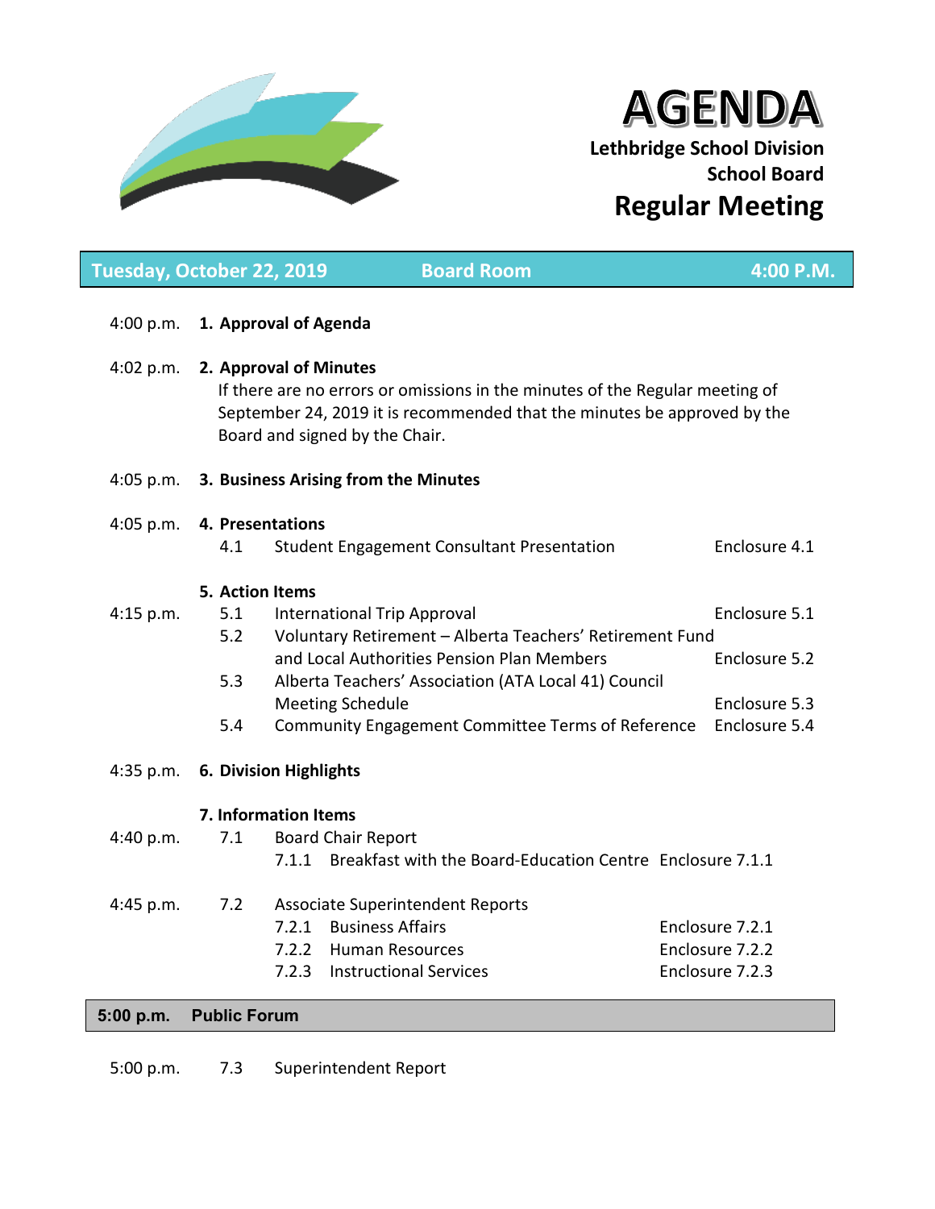# AGENDA

**Lethbridge School Division**
**School Board**

## Regular Meeting

**Tuesday, October 22, 2019 | Board Room | 4:00 P.M.**

| Time | Item | | Enclosure |
|---|---|---|---|
| 4:00 p.m. | **1. Approval of Agenda** | | |
| 4:02 p.m. | **2. Approval of Minutes** | If there are no errors or omissions in the minutes of the Regular meeting of September 24, 2019 it is recommended that the minutes be approved by the Board and signed by the Chair. | |
| 4:05 p.m. | **3. Business Arising from the Minutes** | | |
| 4:05 p.m. | **4. Presentations** | | |
| | 4.1 | Student Engagement Consultant Presentation | Enclosure 4.1 |
| | **5. Action Items** | | |
| 4:15 p.m. | 5.1 | International Trip Approval | Enclosure 5.1 |
| | 5.2 | Voluntary Retirement – Alberta Teachers' Retirement Fund and Local Authorities Pension Plan Members | Enclosure 5.2 |
| | 5.3 | Alberta Teachers' Association (ATA Local 41) Council Meeting Schedule | Enclosure 5.3 |
| | 5.4 | Community Engagement Committee Terms of Reference | Enclosure 5.4 |
| 4:35 p.m. | **6. Division Highlights** | | |
| | **7. Information Items** | | |
| 4:40 p.m. | 7.1 | Board Chair Report | |
| | | 7.1.1 Breakfast with the Board-Education Centre | Enclosure 7.1.1 |
| 4:45 p.m. | 7.2 | Associate Superintendent Reports | |
| | | 7.2.1 Business Affairs | Enclosure 7.2.1 |
| | | 7.2.2 Human Resources | Enclosure 7.2.2 |
| | | 7.2.3 Instructional Services | Enclosure 7.2.3 |

**5:00 p.m. Public Forum**

| Time | Item | | |
|---|---|---|---|
| 5:00 p.m. | 7.3 | Superintendent Report | |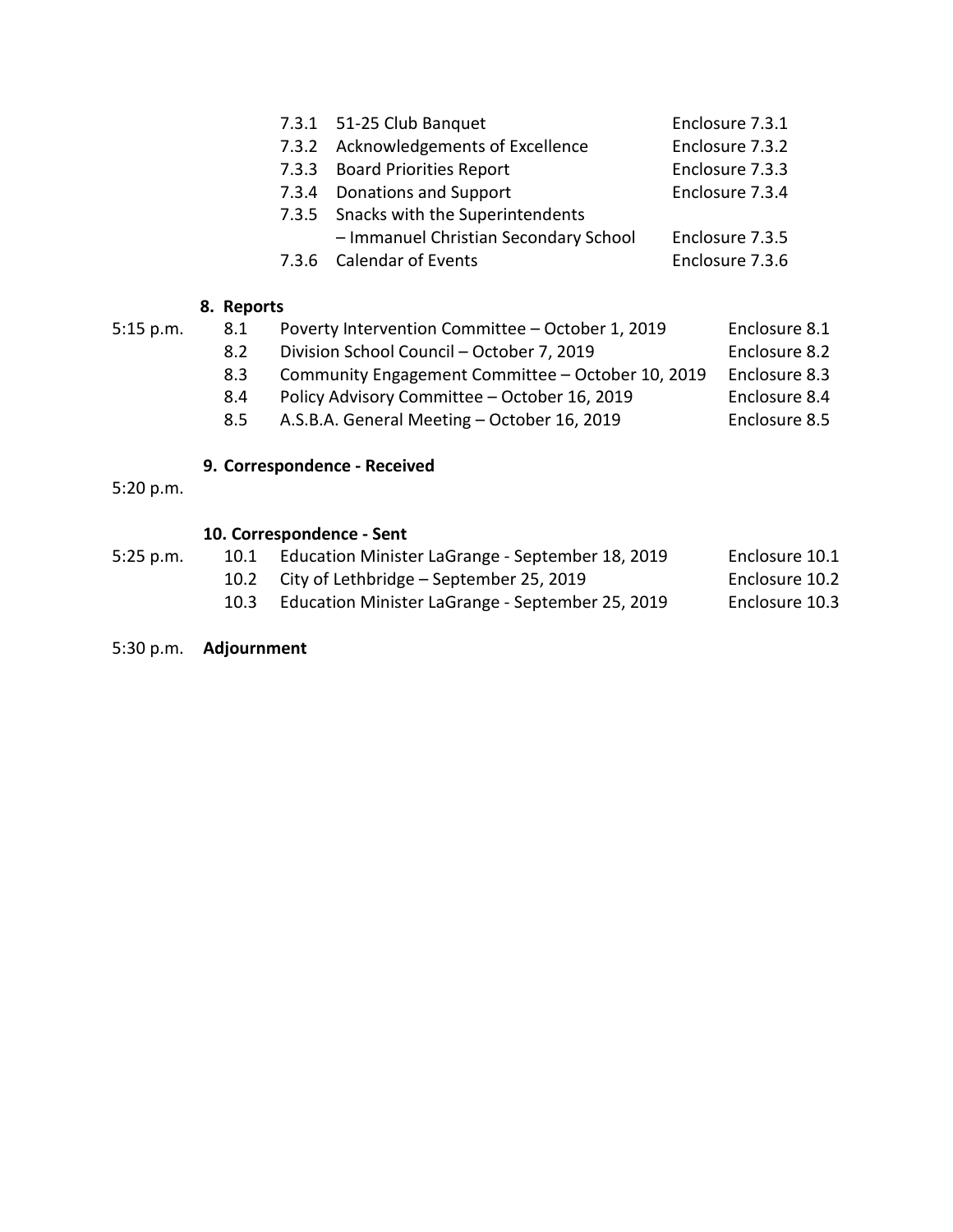| | | | |
|---|---|---|---|
| | 7.3.1 | 51-25 Club Banquet | Enclosure 7.3.1 |
| | 7.3.2 | Acknowledgements of Excellence | Enclosure 7.3.2 |
| | 7.3.3 | Board Priorities Report | Enclosure 7.3.3 |
| | 7.3.4 | Donations and Support | Enclosure 7.3.4 |
| | 7.3.5 | Snacks with the Superintendents – Immanuel Christian Secondary School | Enclosure 7.3.5 |
| | 7.3.6 | Calendar of Events | Enclosure 7.3.6 |

**8. Reports**

| | | | |
|---|---|---|---|
| 5:15 p.m. | 8.1 | Poverty Intervention Committee – October 1, 2019 | Enclosure 8.1 |
| | 8.2 | Division School Council – October 7, 2019 | Enclosure 8.2 |
| | 8.3 | Community Engagement Committee – October 10, 2019 | Enclosure 8.3 |
| | 8.4 | Policy Advisory Committee – October 16, 2019 | Enclosure 8.4 |
| | 8.5 | A.S.B.A. General Meeting – October 16, 2019 | Enclosure 8.5 |

**9. Correspondence - Received**

5:20 p.m.

**10. Correspondence - Sent**

| | | | |
|---|---|---|---|
| 5:25 p.m. | 10.1 | Education Minister LaGrange - September 18, 2019 | Enclosure 10.1 |
| | 10.2 | City of Lethbridge – September 25, 2019 | Enclosure 10.2 |
| | 10.3 | Education Minister LaGrange - September 25, 2019 | Enclosure 10.3 |

5:30 p.m. **Adjournment**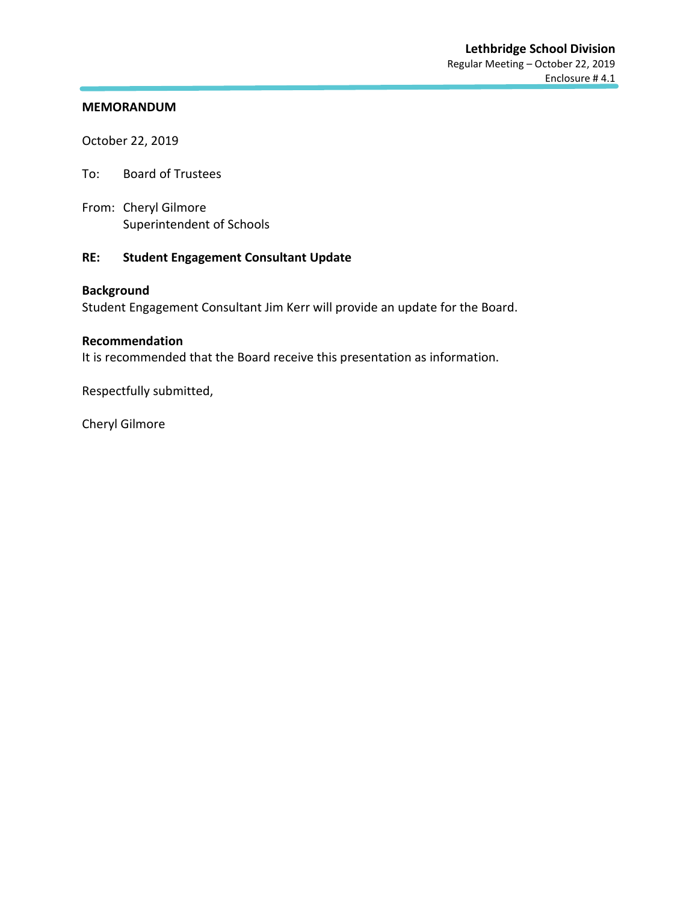**Lethbridge School Division**
Regular Meeting – October 22, 2019
Enclosure # 4.1

**MEMORANDUM**

October 22, 2019

To: Board of Trustees

From: Cheryl Gilmore
Superintendent of Schools

**RE: Student Engagement Consultant Update**

**Background**
Student Engagement Consultant Jim Kerr will provide an update for the Board.

**Recommendation**
It is recommended that the Board receive this presentation as information.

Respectfully submitted,

Cheryl Gilmore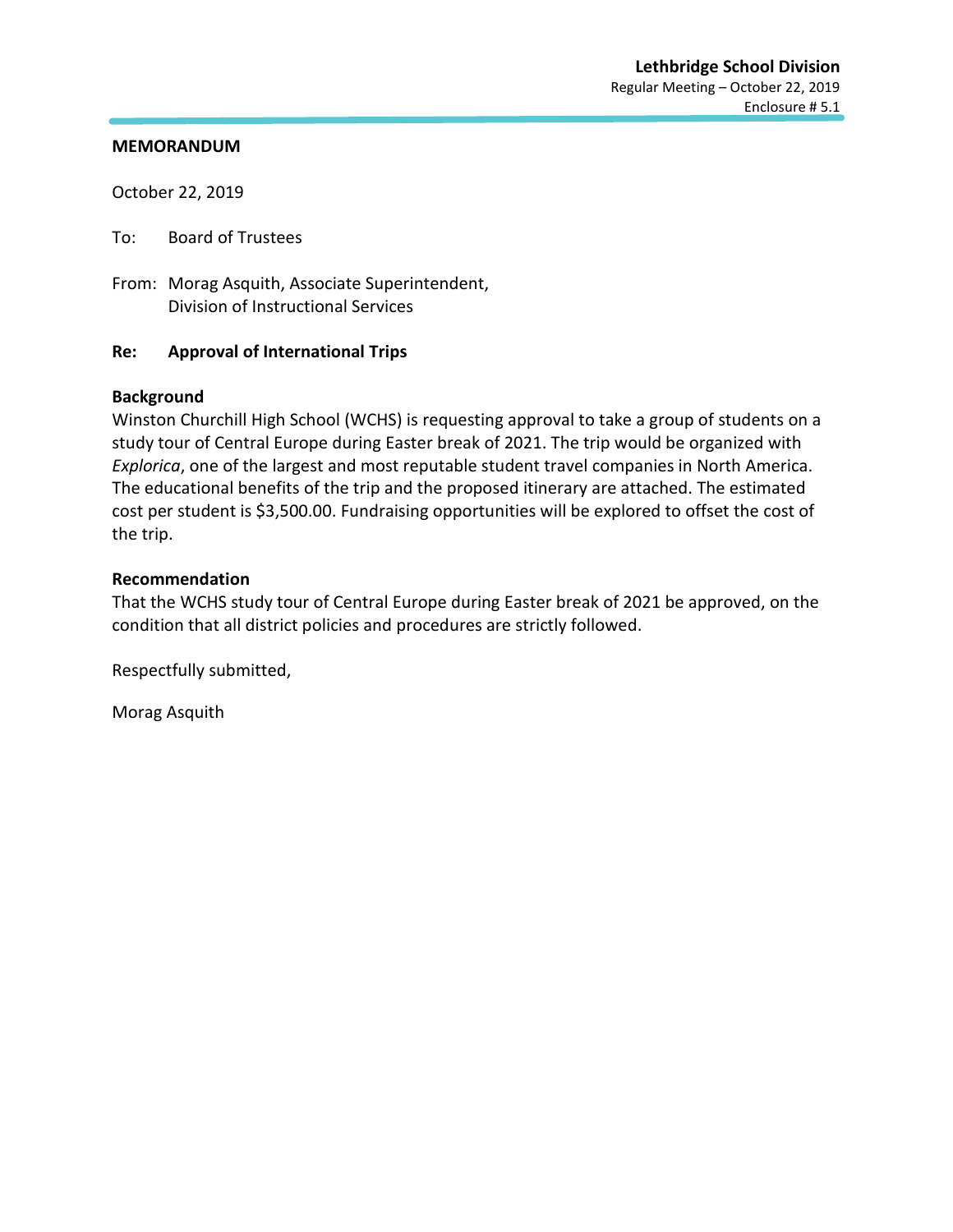**Lethbridge School Division**
Regular Meeting – October 22, 2019
Enclosure # 5.1

**MEMORANDUM**

October 22, 2019

To: Board of Trustees

From: Morag Asquith, Associate Superintendent,
Division of Instructional Services

**Re: Approval of International Trips**

**Background**

Winston Churchill High School (WCHS) is requesting approval to take a group of students on a study tour of Central Europe during Easter break of 2021. The trip would be organized with *Explorica*, one of the largest and most reputable student travel companies in North America. The educational benefits of the trip and the proposed itinerary are attached. The estimated cost per student is $3,500.00. Fundraising opportunities will be explored to offset the cost of the trip.

**Recommendation**

That the WCHS study tour of Central Europe during Easter break of 2021 be approved, on the condition that all district policies and procedures are strictly followed.

Respectfully submitted,

Morag Asquith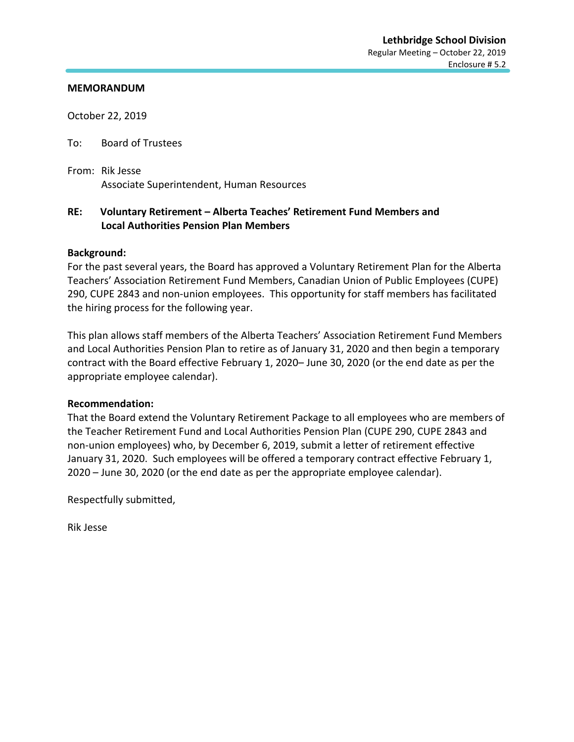**Lethbridge School Division**
Regular Meeting – October 22, 2019
Enclosure # 5.2

**MEMORANDUM**

October 22, 2019

To: Board of Trustees

From: Rik Jesse
Associate Superintendent, Human Resources

**RE: Voluntary Retirement – Alberta Teaches' Retirement Fund Members and Local Authorities Pension Plan Members**

**Background:**
For the past several years, the Board has approved a Voluntary Retirement Plan for the Alberta Teachers' Association Retirement Fund Members, Canadian Union of Public Employees (CUPE) 290, CUPE 2843 and non-union employees. This opportunity for staff members has facilitated the hiring process for the following year.

This plan allows staff members of the Alberta Teachers' Association Retirement Fund Members and Local Authorities Pension Plan to retire as of January 31, 2020 and then begin a temporary contract with the Board effective February 1, 2020– June 30, 2020 (or the end date as per the appropriate employee calendar).

**Recommendation:**
That the Board extend the Voluntary Retirement Package to all employees who are members of the Teacher Retirement Fund and Local Authorities Pension Plan (CUPE 290, CUPE 2843 and non-union employees) who, by December 6, 2019, submit a letter of retirement effective January 31, 2020. Such employees will be offered a temporary contract effective February 1, 2020 – June 30, 2020 (or the end date as per the appropriate employee calendar).

Respectfully submitted,

Rik Jesse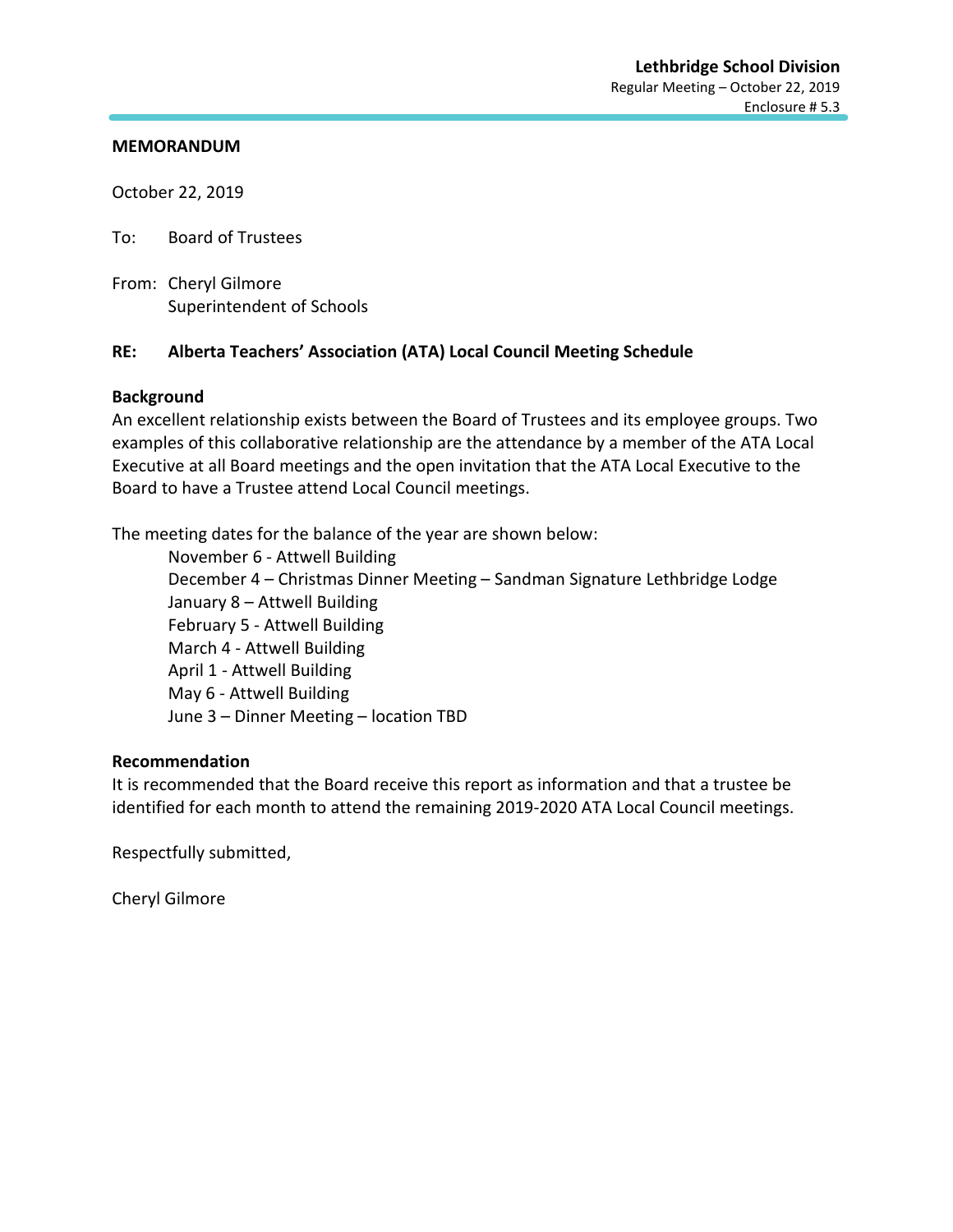Lethbridge School Division
Regular Meeting – October 22, 2019
Enclosure # 5.3

**MEMORANDUM**

October 22, 2019

To: Board of Trustees

From: Cheryl Gilmore
Superintendent of Schools

**RE: Alberta Teachers' Association (ATA) Local Council Meeting Schedule**

**Background**

An excellent relationship exists between the Board of Trustees and its employee groups. Two examples of this collaborative relationship are the attendance by a member of the ATA Local Executive at all Board meetings and the open invitation that the ATA Local Executive to the Board to have a Trustee attend Local Council meetings.

The meeting dates for the balance of the year are shown below:

- November 6 - Attwell Building
- December 4 – Christmas Dinner Meeting – Sandman Signature Lethbridge Lodge
- January 8 – Attwell Building
- February 5 - Attwell Building
- March 4 - Attwell Building
- April 1 - Attwell Building
- May 6 - Attwell Building
- June 3 – Dinner Meeting – location TBD

**Recommendation**

It is recommended that the Board receive this report as information and that a trustee be identified for each month to attend the remaining 2019-2020 ATA Local Council meetings.

Respectfully submitted,

Cheryl Gilmore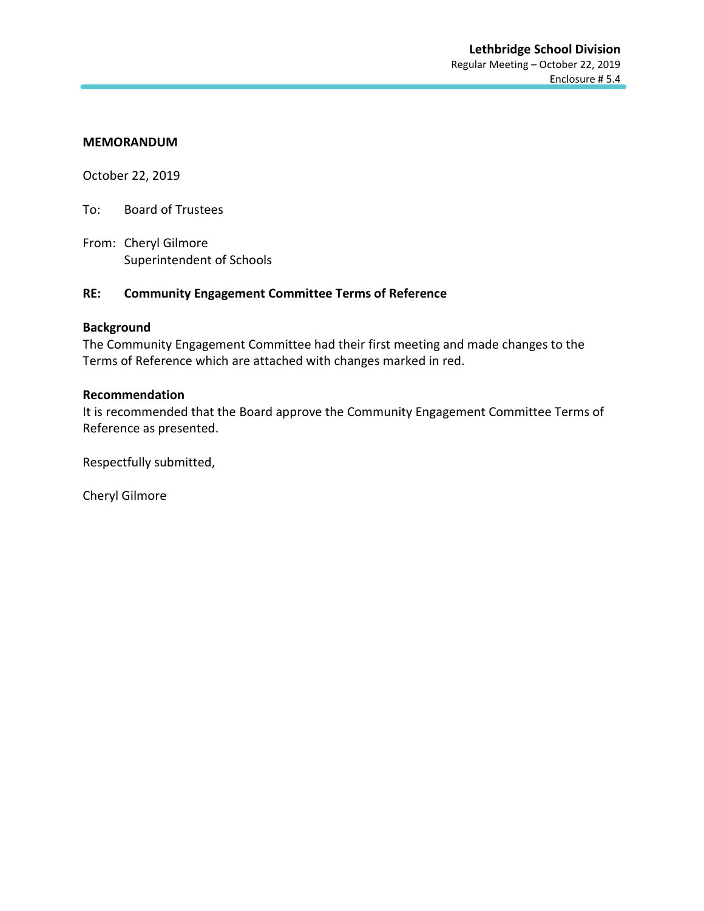**MEMORANDUM**

October 22, 2019

To: Board of Trustees

From: Cheryl Gilmore
Superintendent of Schools

**RE: Community Engagement Committee Terms of Reference**

**Background**

The Community Engagement Committee had their first meeting and made changes to the Terms of Reference which are attached with changes marked in red.

**Recommendation**

It is recommended that the Board approve the Community Engagement Committee Terms of Reference as presented.

Respectfully submitted,

Cheryl Gilmore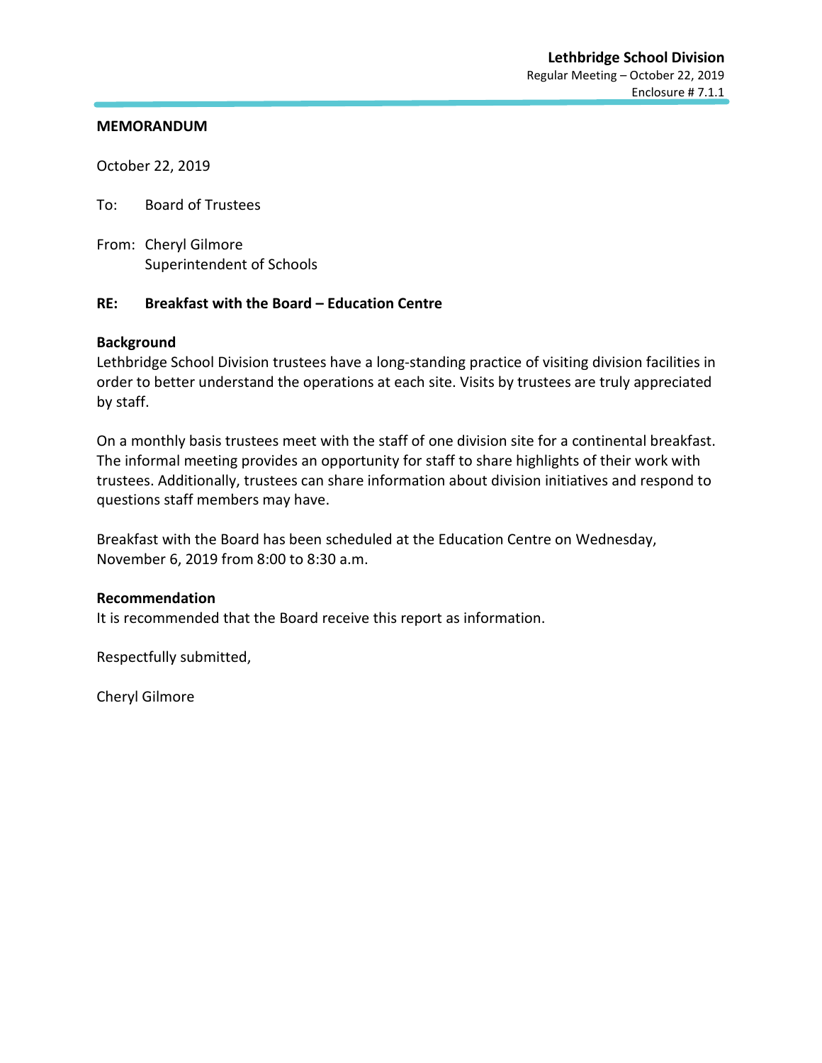**Lethbridge School Division**
Regular Meeting – October 22, 2019
Enclosure # 7.1.1

**MEMORANDUM**

October 22, 2019

To: Board of Trustees

From: Cheryl Gilmore
Superintendent of Schools

**RE: Breakfast with the Board – Education Centre**

**Background**

Lethbridge School Division trustees have a long-standing practice of visiting division facilities in order to better understand the operations at each site. Visits by trustees are truly appreciated by staff.

On a monthly basis trustees meet with the staff of one division site for a continental breakfast. The informal meeting provides an opportunity for staff to share highlights of their work with trustees. Additionally, trustees can share information about division initiatives and respond to questions staff members may have.

Breakfast with the Board has been scheduled at the Education Centre on Wednesday, November 6, 2019 from 8:00 to 8:30 a.m.

**Recommendation**

It is recommended that the Board receive this report as information.

Respectfully submitted,

Cheryl Gilmore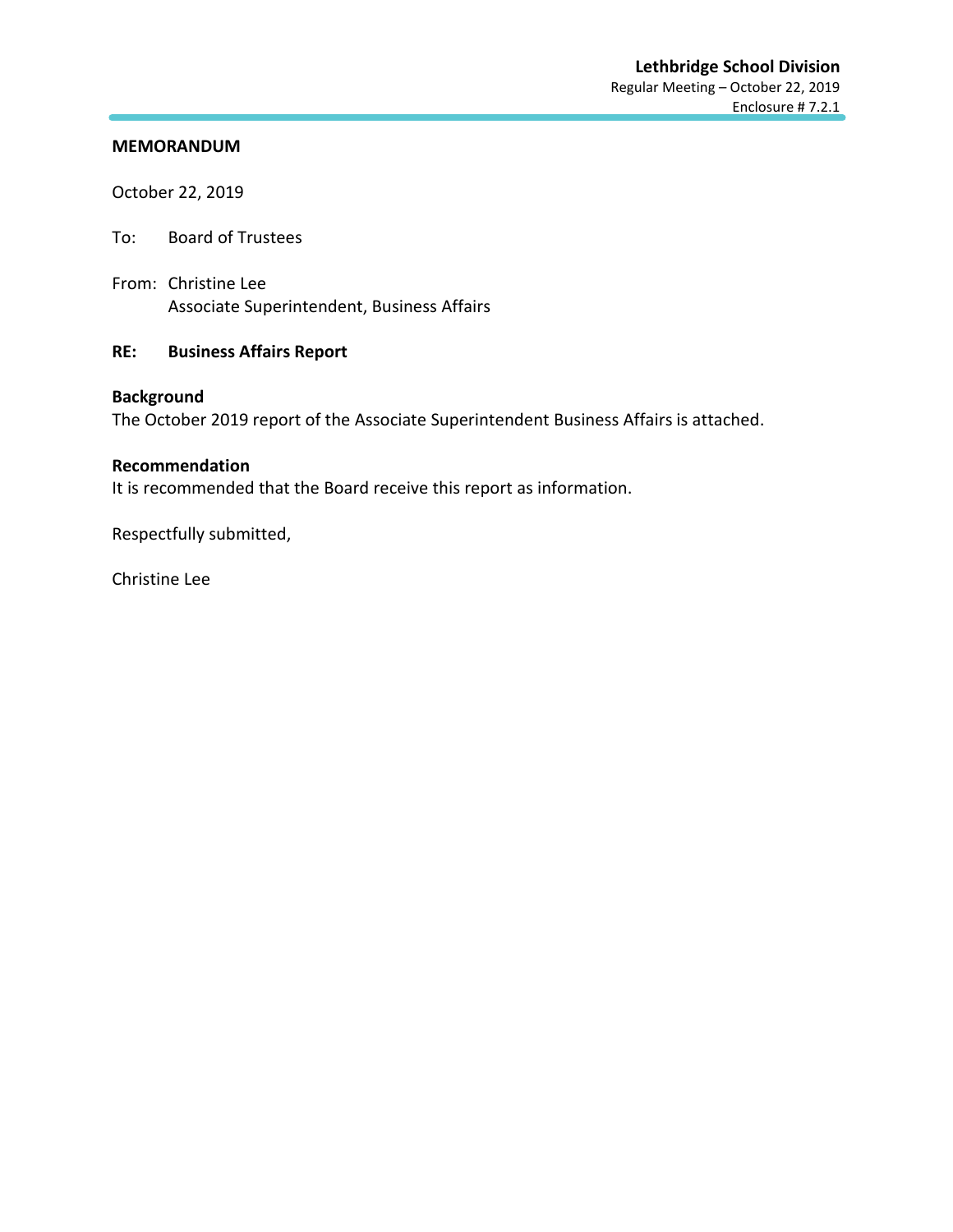Lethbridge School Division
Regular Meeting – October 22, 2019
Enclosure # 7.2.1

**MEMORANDUM**

October 22, 2019

To: Board of Trustees

From: Christine Lee
Associate Superintendent, Business Affairs

**RE: Business Affairs Report**

**Background**
The October 2019 report of the Associate Superintendent Business Affairs is attached.

**Recommendation**
It is recommended that the Board receive this report as information.

Respectfully submitted,

Christine Lee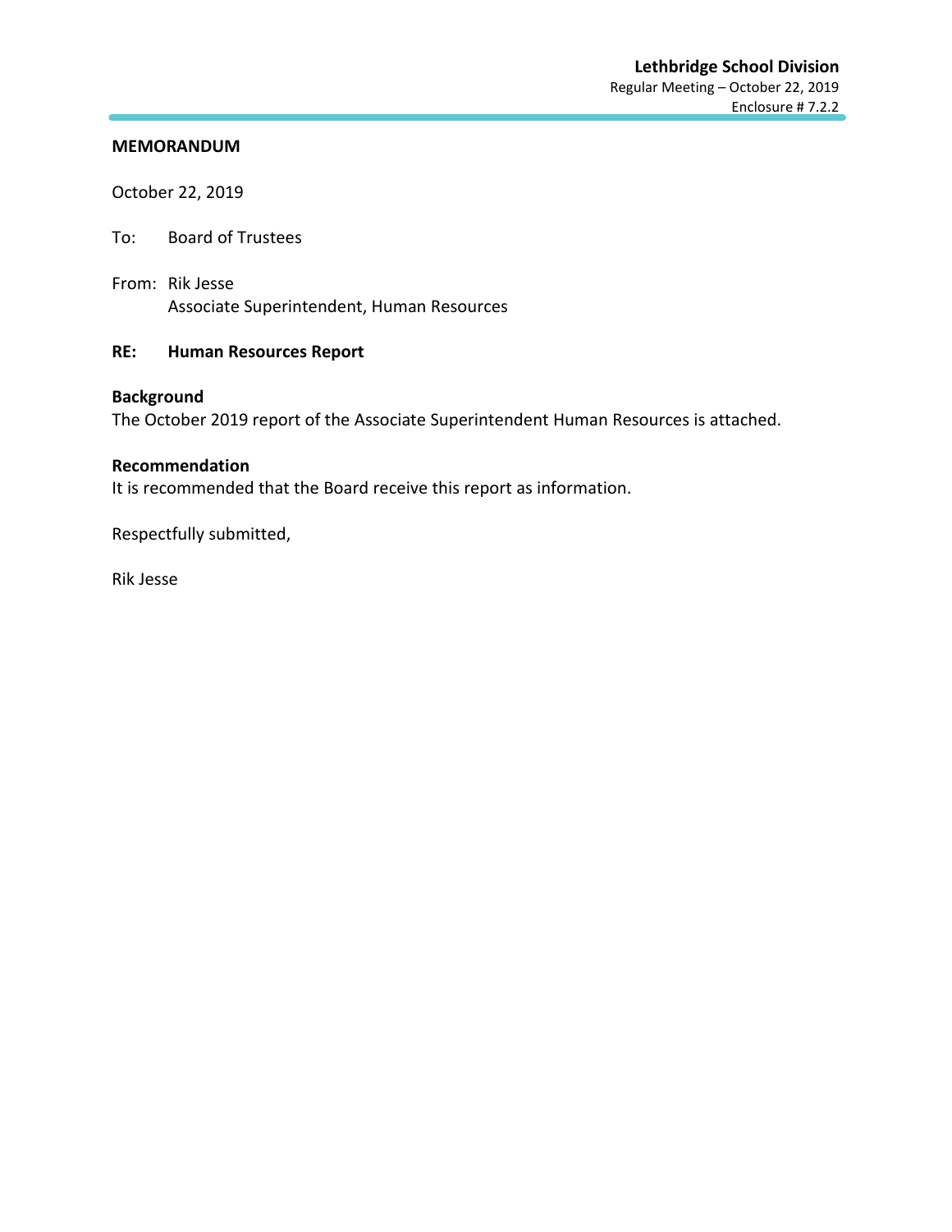**MEMORANDUM**

October 22, 2019

To: Board of Trustees

From: Rik Jesse
Associate Superintendent, Human Resources

**RE: Human Resources Report**

**Background**
The October 2019 report of the Associate Superintendent Human Resources is attached.

**Recommendation**
It is recommended that the Board receive this report as information.

Respectfully submitted,

Rik Jesse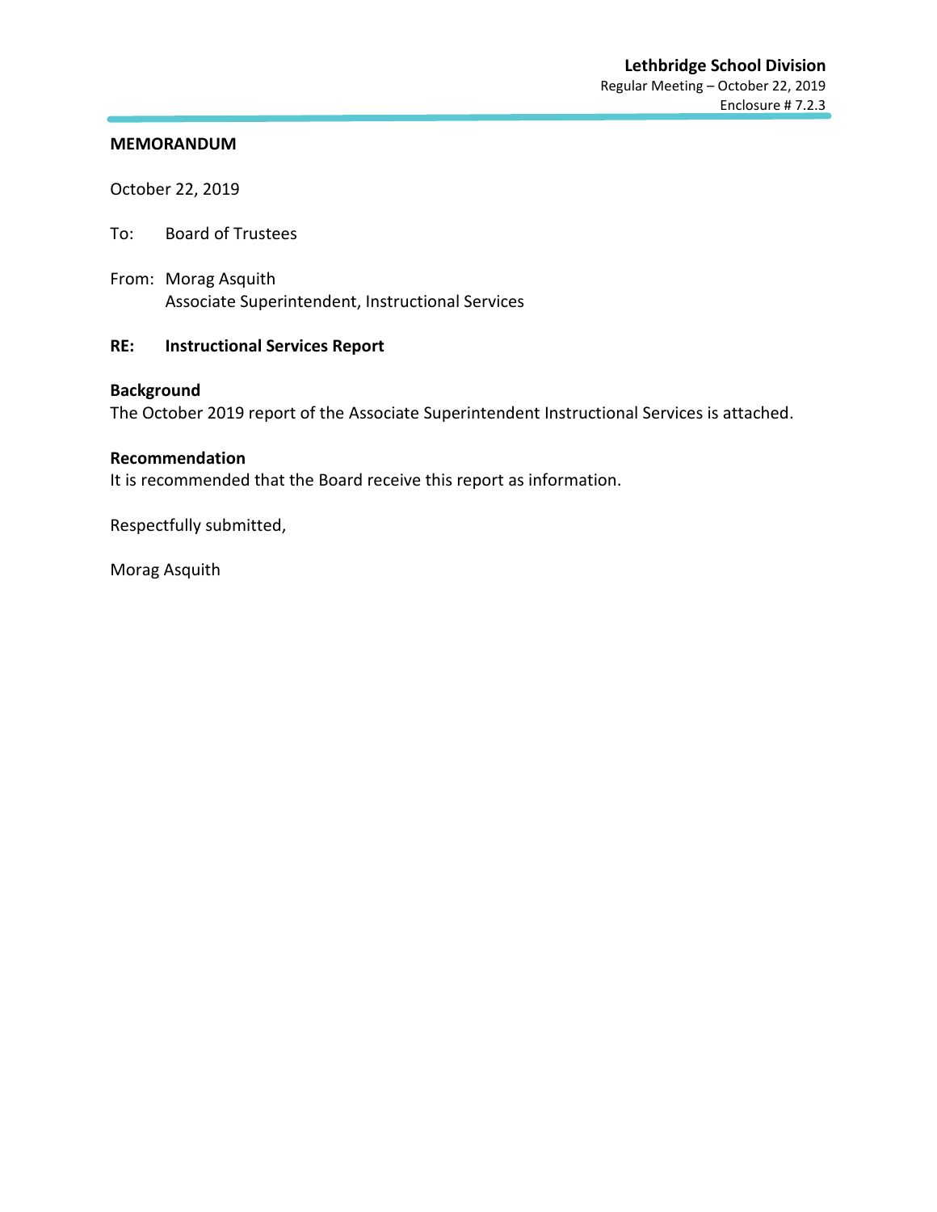**Lethbridge School Division**
Regular Meeting – October 22, 2019
Enclosure # 7.2.3

**MEMORANDUM**

October 22, 2019

To: Board of Trustees

From: Morag Asquith
Associate Superintendent, Instructional Services

**RE: Instructional Services Report**

**Background**
The October 2019 report of the Associate Superintendent Instructional Services is attached.

**Recommendation**
It is recommended that the Board receive this report as information.

Respectfully submitted,

Morag Asquith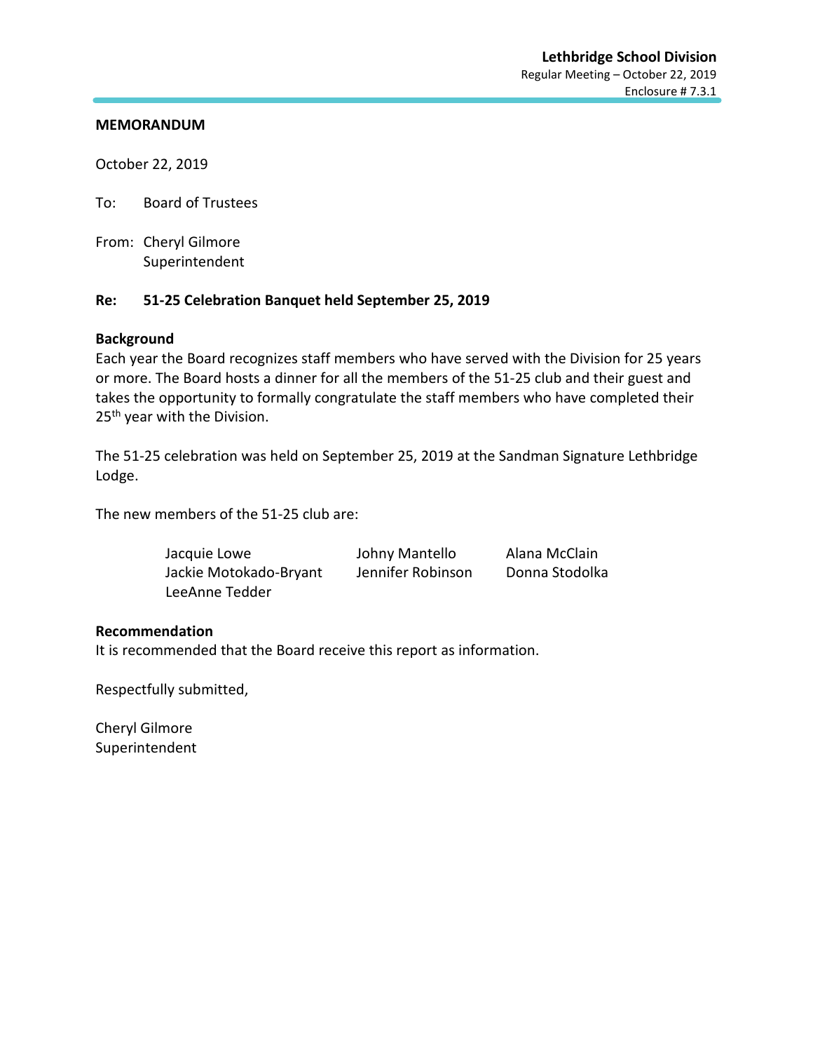**MEMORANDUM**

October 22, 2019

To: Board of Trustees

From: Cheryl Gilmore
Superintendent

**Re: 51-25 Celebration Banquet held September 25, 2019**

**Background**

Each year the Board recognizes staff members who have served with the Division for 25 years or more. The Board hosts a dinner for all the members of the 51-25 club and their guest and takes the opportunity to formally congratulate the staff members who have completed their 25th year with the Division.

The 51-25 celebration was held on September 25, 2019 at the Sandman Signature Lethbridge Lodge.

The new members of the 51-25 club are:

| | | |
|---|---|---|
| Jacquie Lowe | Johny Mantello | Alana McClain |
| Jackie Motokado-Bryant | Jennifer Robinson | Donna Stodolka |
| LeeAnne Tedder | | |

**Recommendation**

It is recommended that the Board receive this report as information.

Respectfully submitted,

Cheryl Gilmore
Superintendent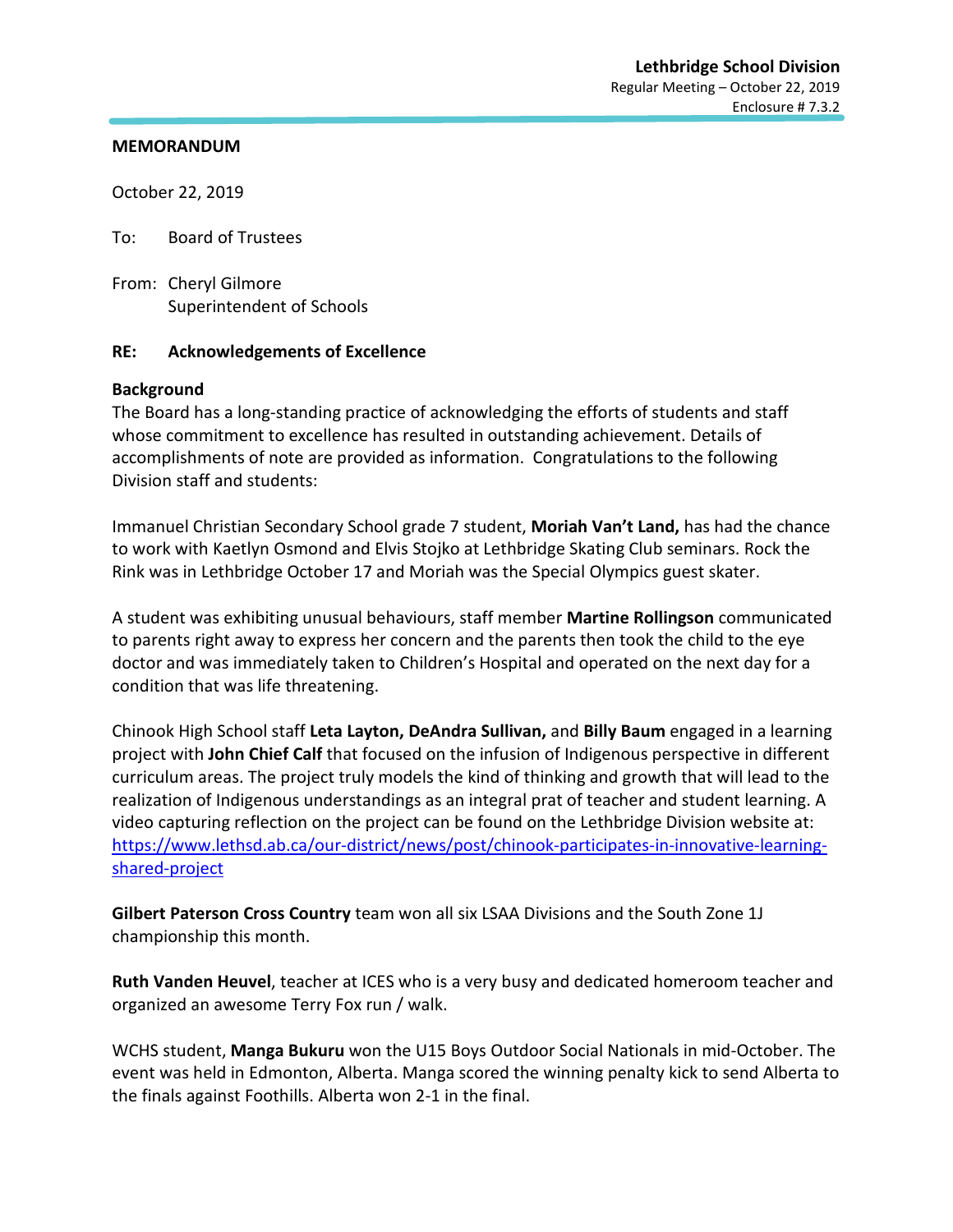**MEMORANDUM**

October 22, 2019

To: Board of Trustees

From: Cheryl Gilmore
Superintendent of Schools

**RE: Acknowledgements of Excellence**

**Background**

The Board has a long-standing practice of acknowledging the efforts of students and staff whose commitment to excellence has resulted in outstanding achievement. Details of accomplishments of note are provided as information. Congratulations to the following Division staff and students:

Immanuel Christian Secondary School grade 7 student, **Moriah Van't Land,** has had the chance to work with Kaetlyn Osmond and Elvis Stojko at Lethbridge Skating Club seminars. Rock the Rink was in Lethbridge October 17 and Moriah was the Special Olympics guest skater.

A student was exhibiting unusual behaviours, staff member **Martine Rollingson** communicated to parents right away to express her concern and the parents then took the child to the eye doctor and was immediately taken to Children's Hospital and operated on the next day for a condition that was life threatening.

Chinook High School staff **Leta Layton, DeAndra Sullivan,** and **Billy Baum** engaged in a learning project with **John Chief Calf** that focused on the infusion of Indigenous perspective in different curriculum areas. The project truly models the kind of thinking and growth that will lead to the realization of Indigenous understandings as an integral prat of teacher and student learning. A video capturing reflection on the project can be found on the Lethbridge Division website at: [https://www.lethsd.ab.ca/our-district/news/post/chinook-participates-in-innovative-learning-shared-project](https://www.lethsd.ab.ca/our-district/news/post/chinook-participates-in-innovative-learning-shared-project)

**Gilbert Paterson Cross Country** team won all six LSAA Divisions and the South Zone 1J championship this month.

**Ruth Vanden Heuvel**, teacher at ICES who is a very busy and dedicated homeroom teacher and organized an awesome Terry Fox run / walk.

WCHS student, **Manga Bukuru** won the U15 Boys Outdoor Social Nationals in mid-October. The event was held in Edmonton, Alberta. Manga scored the winning penalty kick to send Alberta to the finals against Foothills. Alberta won 2-1 in the final.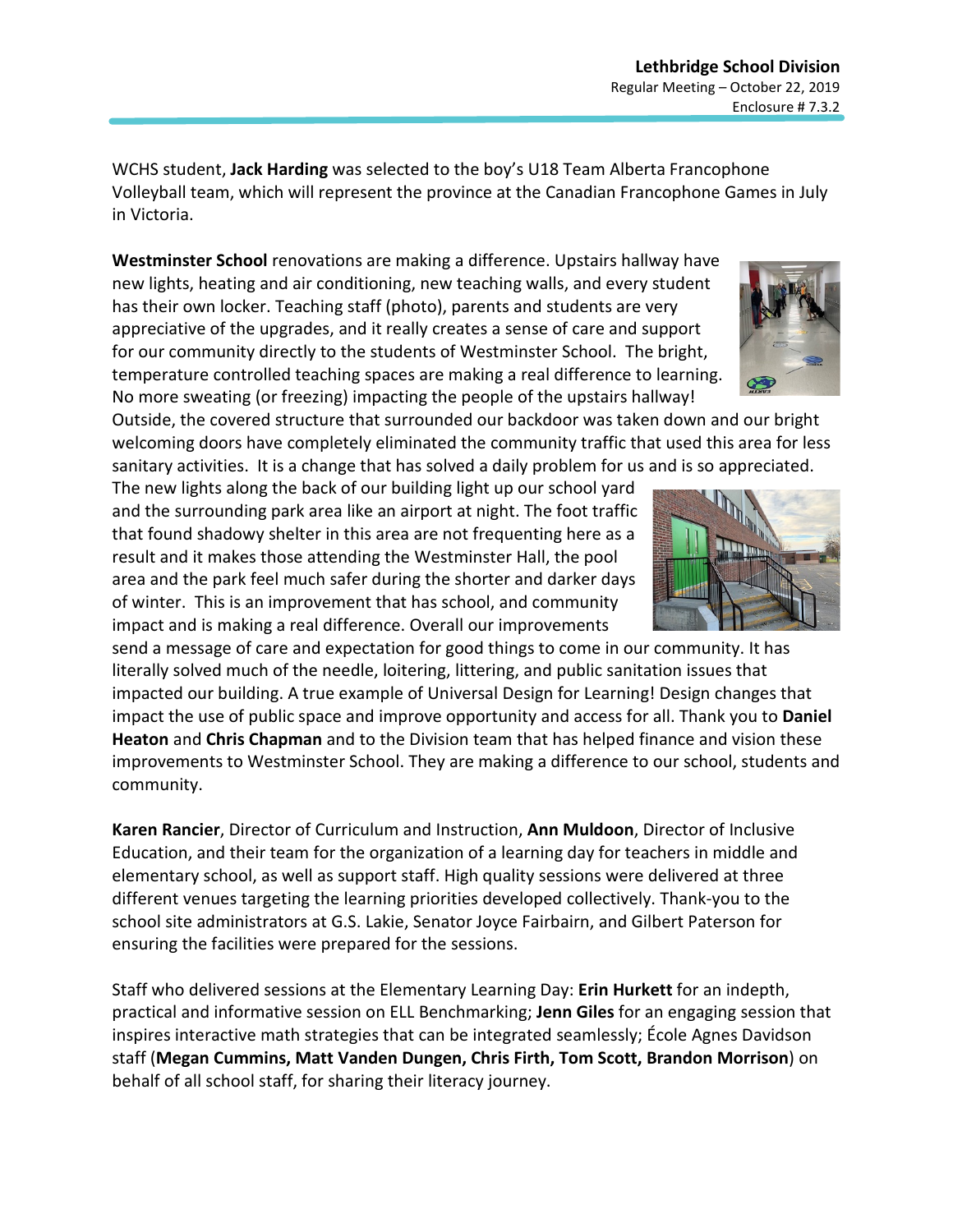WCHS student, **Jack Harding** was selected to the boy's U18 Team Alberta Francophone Volleyball team, which will represent the province at the Canadian Francophone Games in July in Victoria.

**Westminster School** renovations are making a difference. Upstairs hallway have new lights, heating and air conditioning, new teaching walls, and every student has their own locker. Teaching staff (photo), parents and students are very appreciative of the upgrades, and it really creates a sense of care and support for our community directly to the students of Westminster School. The bright, temperature controlled teaching spaces are making a real difference to learning. No more sweating (or freezing) impacting the people of the upstairs hallway! Outside, the covered structure that surrounded our backdoor was taken down and our bright welcoming doors have completely eliminated the community traffic that used this area for less sanitary activities. It is a change that has solved a daily problem for us and is so appreciated. The new lights along the back of our building light up our school yard and the surrounding park area like an airport at night. The foot traffic that found shadowy shelter in this area are not frequenting here as a result and it makes those attending the Westminster Hall, the pool area and the park feel much safer during the shorter and darker days of winter. This is an improvement that has school, and community impact and is making a real difference. Overall our improvements send a message of care and expectation for good things to come in our community. It has literally solved much of the needle, loitering, littering, and public sanitation issues that impacted our building. A true example of Universal Design for Learning! Design changes that impact the use of public space and improve opportunity and access for all. Thank you to **Daniel Heaton** and **Chris Chapman** and to the Division team that has helped finance and vision these improvements to Westminster School. They are making a difference to our school, students and community.

**Karen Rancier**, Director of Curriculum and Instruction, **Ann Muldoon**, Director of Inclusive Education, and their team for the organization of a learning day for teachers in middle and elementary school, as well as support staff. High quality sessions were delivered at three different venues targeting the learning priorities developed collectively. Thank-you to the school site administrators at G.S. Lakie, Senator Joyce Fairbairn, and Gilbert Paterson for ensuring the facilities were prepared for the sessions.

Staff who delivered sessions at the Elementary Learning Day: **Erin Hurkett** for an indepth, practical and informative session on ELL Benchmarking; **Jenn Giles** for an engaging session that inspires interactive math strategies that can be integrated seamlessly; École Agnes Davidson staff (**Megan Cummins, Matt Vanden Dungen, Chris Firth, Tom Scott, Brandon Morrison**) on behalf of all school staff, for sharing their literacy journey.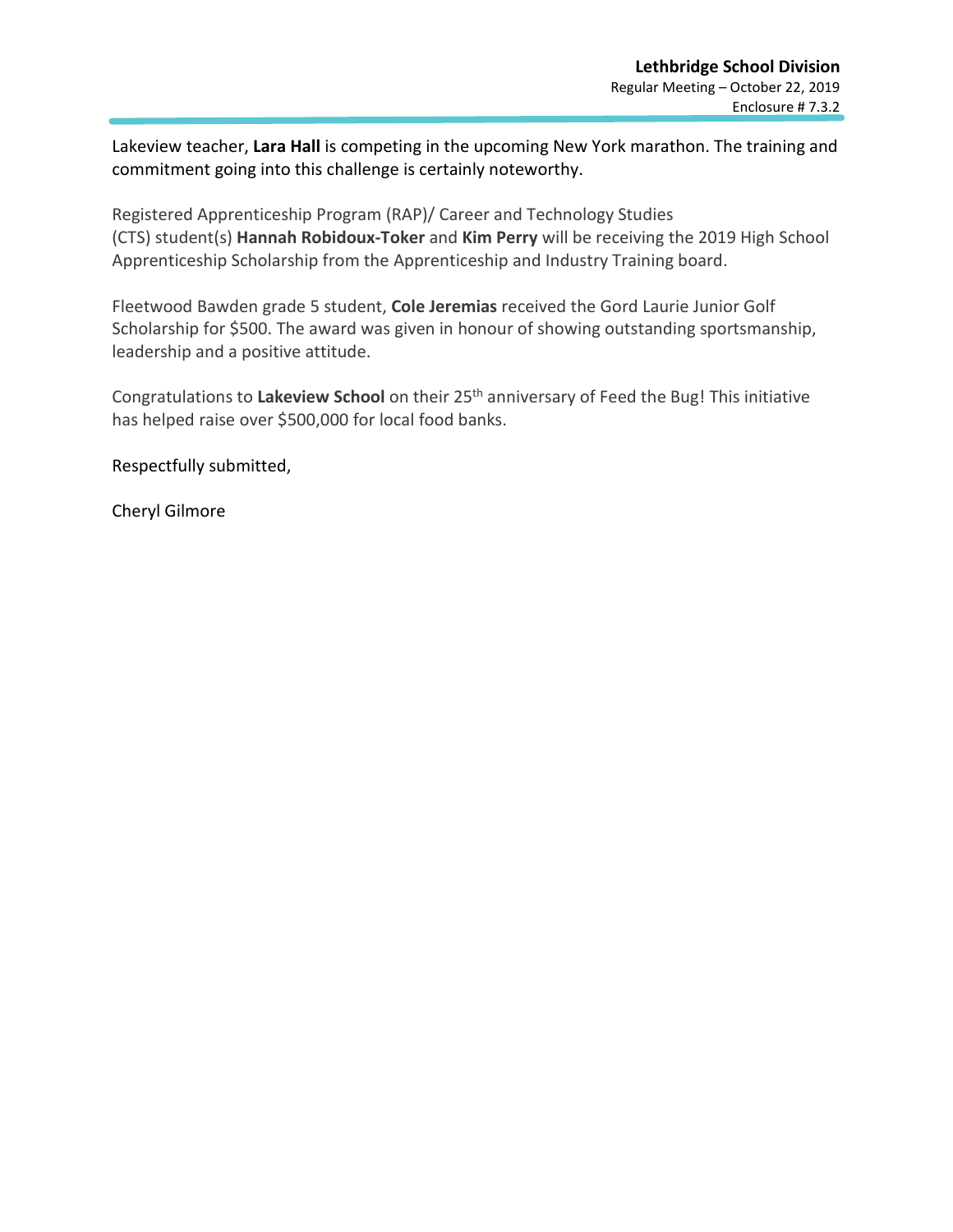Lakeview teacher, **Lara Hall** is competing in the upcoming New York marathon. The training and commitment going into this challenge is certainly noteworthy.

Registered Apprenticeship Program (RAP)/ Career and Technology Studies (CTS) student(s) **Hannah Robidoux-Toker** and **Kim Perry** will be receiving the 2019 High School Apprenticeship Scholarship from the Apprenticeship and Industry Training board.

Fleetwood Bawden grade 5 student, **Cole Jeremias** received the Gord Laurie Junior Golf Scholarship for $500. The award was given in honour of showing outstanding sportsmanship, leadership and a positive attitude.

Congratulations to **Lakeview School** on their 25th anniversary of Feed the Bug! This initiative has helped raise over $500,000 for local food banks.

Respectfully submitted,

Cheryl Gilmore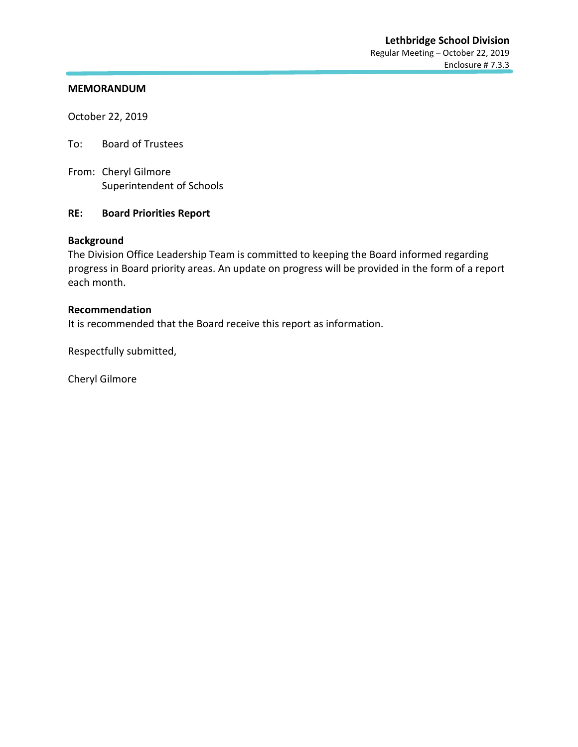**Lethbridge School Division**
Regular Meeting – October 22, 2019
Enclosure # 7.3.3

**MEMORANDUM**

October 22, 2019

To: Board of Trustees

From: Cheryl Gilmore
Superintendent of Schools

**RE: Board Priorities Report**

**Background**
The Division Office Leadership Team is committed to keeping the Board informed regarding progress in Board priority areas. An update on progress will be provided in the form of a report each month.

**Recommendation**
It is recommended that the Board receive this report as information.

Respectfully submitted,

Cheryl Gilmore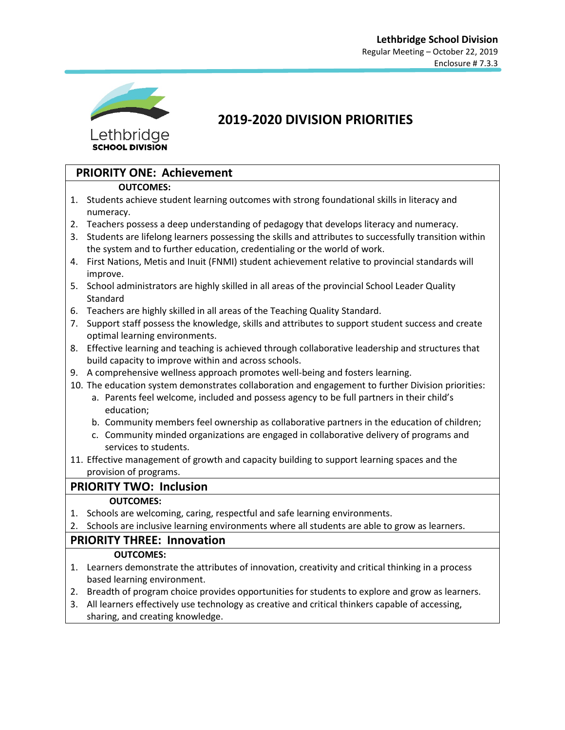**Lethbridge School Division**
Regular Meeting – October 22, 2019
Enclosure # 7.3.3

Lethbridge
**SCHOOL DIVISION**

# 2019-2020 DIVISION PRIORITIES

## PRIORITY ONE: Achievement

**OUTCOMES:**

1. Students achieve student learning outcomes with strong foundational skills in literacy and numeracy.
2. Teachers possess a deep understanding of pedagogy that develops literacy and numeracy.
3. Students are lifelong learners possessing the skills and attributes to successfully transition within the system and to further education, credentialing or the world of work.
4. First Nations, Metis and Inuit (FNMI) student achievement relative to provincial standards will improve.
5. School administrators are highly skilled in all areas of the provincial School Leader Quality Standard
6. Teachers are highly skilled in all areas of the Teaching Quality Standard.
7. Support staff possess the knowledge, skills and attributes to support student success and create optimal learning environments.
8. Effective learning and teaching is achieved through collaborative leadership and structures that build capacity to improve within and across schools.
9. A comprehensive wellness approach promotes well-being and fosters learning.
10. The education system demonstrates collaboration and engagement to further Division priorities:
    a. Parents feel welcome, included and possess agency to be full partners in their child's education;
    b. Community members feel ownership as collaborative partners in the education of children;
    c. Community minded organizations are engaged in collaborative delivery of programs and services to students.
11. Effective management of growth and capacity building to support learning spaces and the provision of programs.

## PRIORITY TWO: Inclusion

**OUTCOMES:**

1. Schools are welcoming, caring, respectful and safe learning environments.
2. Schools are inclusive learning environments where all students are able to grow as learners.

## PRIORITY THREE: Innovation

**OUTCOMES:**

1. Learners demonstrate the attributes of innovation, creativity and critical thinking in a process based learning environment.
2. Breadth of program choice provides opportunities for students to explore and grow as learners.
3. All learners effectively use technology as creative and critical thinkers capable of accessing, sharing, and creating knowledge.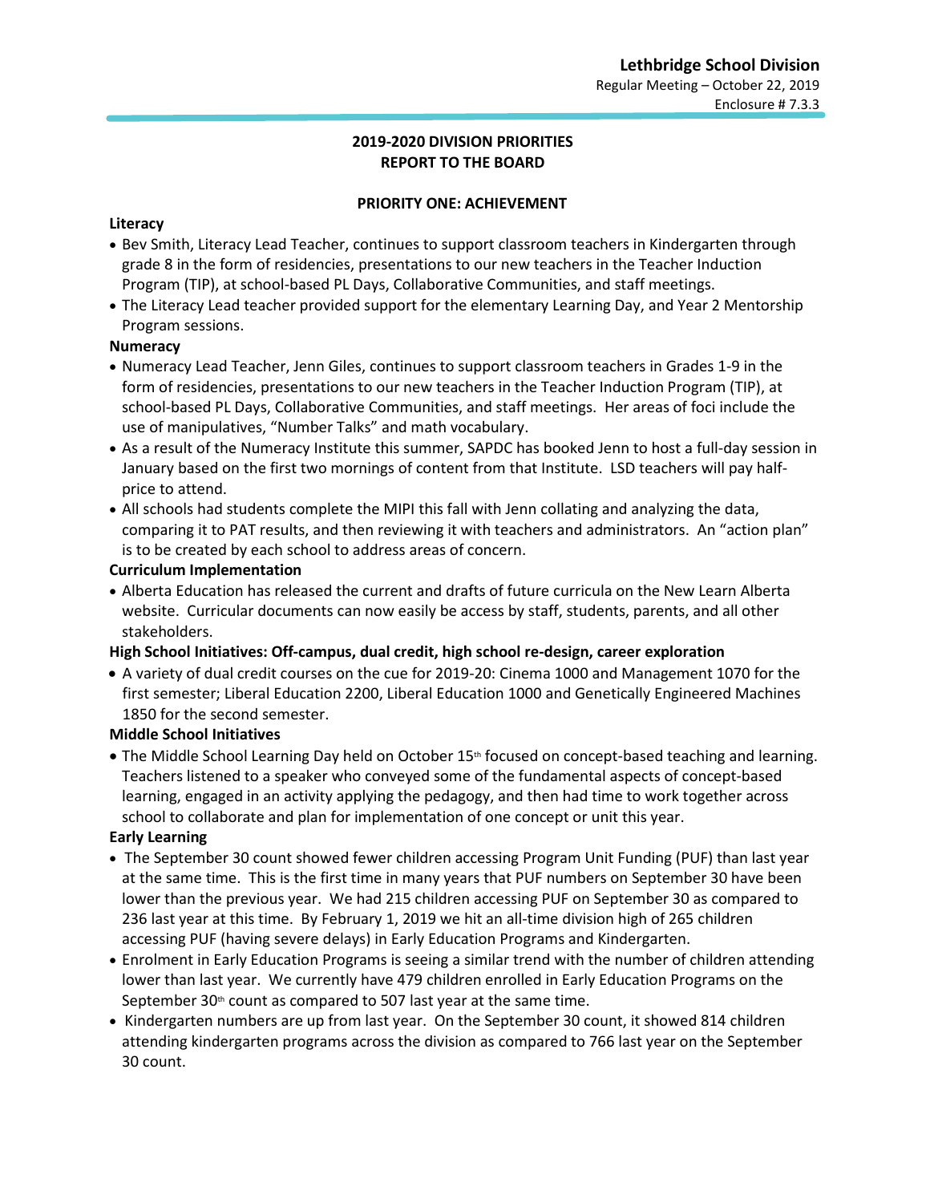**Lethbridge School Division**
Regular Meeting – October 22, 2019
Enclosure # 7.3.3

## 2019-2020 DIVISION PRIORITIES
## REPORT TO THE BOARD

### PRIORITY ONE: ACHIEVEMENT

**Literacy**

- Bev Smith, Literacy Lead Teacher, continues to support classroom teachers in Kindergarten through grade 8 in the form of residencies, presentations to our new teachers in the Teacher Induction Program (TIP), at school-based PL Days, Collaborative Communities, and staff meetings.
- The Literacy Lead teacher provided support for the elementary Learning Day, and Year 2 Mentorship Program sessions.

**Numeracy**

- Numeracy Lead Teacher, Jenn Giles, continues to support classroom teachers in Grades 1-9 in the form of residencies, presentations to our new teachers in the Teacher Induction Program (TIP), at school-based PL Days, Collaborative Communities, and staff meetings. Her areas of foci include the use of manipulatives, "Number Talks" and math vocabulary.
- As a result of the Numeracy Institute this summer, SAPDC has booked Jenn to host a full-day session in January based on the first two mornings of content from that Institute. LSD teachers will pay half-price to attend.
- All schools had students complete the MIPI this fall with Jenn collating and analyzing the data, comparing it to PAT results, and then reviewing it with teachers and administrators. An "action plan" is to be created by each school to address areas of concern.

**Curriculum Implementation**

- Alberta Education has released the current and drafts of future curricula on the New Learn Alberta website. Curricular documents can now easily be access by staff, students, parents, and all other stakeholders.

**High School Initiatives: Off-campus, dual credit, high school re-design, career exploration**

- A variety of dual credit courses on the cue for 2019-20: Cinema 1000 and Management 1070 for the first semester; Liberal Education 2200, Liberal Education 1000 and Genetically Engineered Machines 1850 for the second semester.

**Middle School Initiatives**

- The Middle School Learning Day held on October 15th focused on concept-based teaching and learning. Teachers listened to a speaker who conveyed some of the fundamental aspects of concept-based learning, engaged in an activity applying the pedagogy, and then had time to work together across school to collaborate and plan for implementation of one concept or unit this year.

**Early Learning**

- The September 30 count showed fewer children accessing Program Unit Funding (PUF) than last year at the same time. This is the first time in many years that PUF numbers on September 30 have been lower than the previous year. We had 215 children accessing PUF on September 30 as compared to 236 last year at this time. By February 1, 2019 we hit an all-time division high of 265 children accessing PUF (having severe delays) in Early Education Programs and Kindergarten.
- Enrolment in Early Education Programs is seeing a similar trend with the number of children attending lower than last year. We currently have 479 children enrolled in Early Education Programs on the September 30th count as compared to 507 last year at the same time.
- Kindergarten numbers are up from last year. On the September 30 count, it showed 814 children attending kindergarten programs across the division as compared to 766 last year on the September 30 count.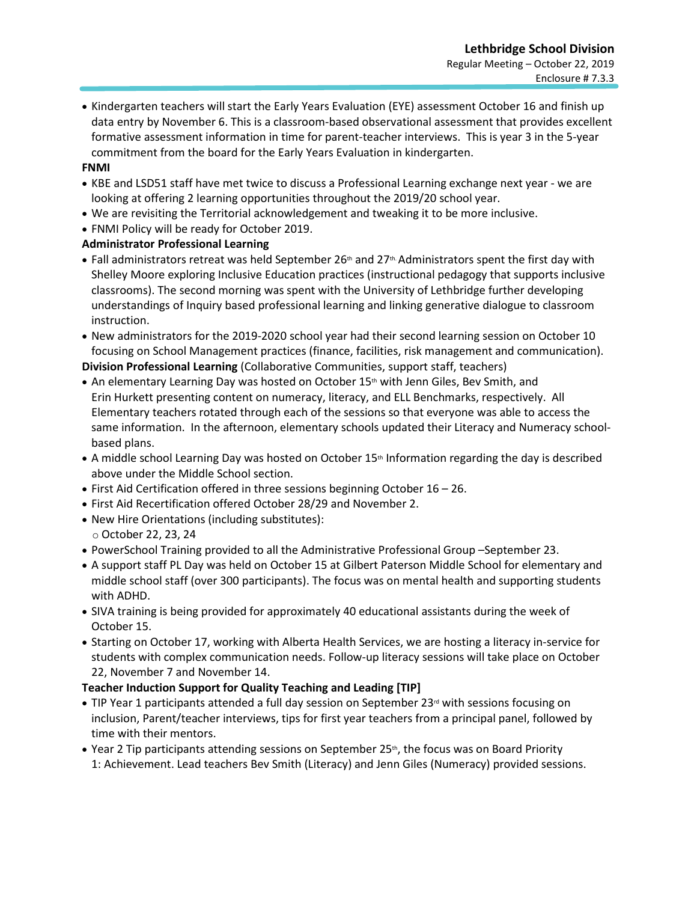- Kindergarten teachers will start the Early Years Evaluation (EYE) assessment October 16 and finish up data entry by November 6. This is a classroom-based observational assessment that provides excellent formative assessment information in time for parent-teacher interviews. This is year 3 in the 5-year commitment from the board for the Early Years Evaluation in kindergarten.

**FNMI**

- KBE and LSD51 staff have met twice to discuss a Professional Learning exchange next year - we are looking at offering 2 learning opportunities throughout the 2019/20 school year.
- We are revisiting the Territorial acknowledgement and tweaking it to be more inclusive.
- FNMI Policy will be ready for October 2019.

**Administrator Professional Learning**

- Fall administrators retreat was held September 26th and 27th. Administrators spent the first day with Shelley Moore exploring Inclusive Education practices (instructional pedagogy that supports inclusive classrooms). The second morning was spent with the University of Lethbridge further developing understandings of Inquiry based professional learning and linking generative dialogue to classroom instruction.
- New administrators for the 2019-2020 school year had their second learning session on October 10 focusing on School Management practices (finance, facilities, risk management and communication).

**Division Professional Learning** (Collaborative Communities, support staff, teachers)

- An elementary Learning Day was hosted on October 15th with Jenn Giles, Bev Smith, and Erin Hurkett presenting content on numeracy, literacy, and ELL Benchmarks, respectively. All Elementary teachers rotated through each of the sessions so that everyone was able to access the same information. In the afternoon, elementary schools updated their Literacy and Numeracy school-based plans.
- A middle school Learning Day was hosted on October 15th Information regarding the day is described above under the Middle School section.
- First Aid Certification offered in three sessions beginning October 16 – 26.
- First Aid Recertification offered October 28/29 and November 2.
- New Hire Orientations (including substitutes):
  - October 22, 23, 24
- PowerSchool Training provided to all the Administrative Professional Group –September 23.
- A support staff PL Day was held on October 15 at Gilbert Paterson Middle School for elementary and middle school staff (over 300 participants). The focus was on mental health and supporting students with ADHD.
- SIVA training is being provided for approximately 40 educational assistants during the week of October 15.
- Starting on October 17, working with Alberta Health Services, we are hosting a literacy in-service for students with complex communication needs. Follow-up literacy sessions will take place on October 22, November 7 and November 14.

**Teacher Induction Support for Quality Teaching and Leading [TIP]**

- TIP Year 1 participants attended a full day session on September 23rd with sessions focusing on inclusion, Parent/teacher interviews, tips for first year teachers from a principal panel, followed by time with their mentors.
- Year 2 Tip participants attending sessions on September 25th, the focus was on Board Priority 1: Achievement. Lead teachers Bev Smith (Literacy) and Jenn Giles (Numeracy) provided sessions.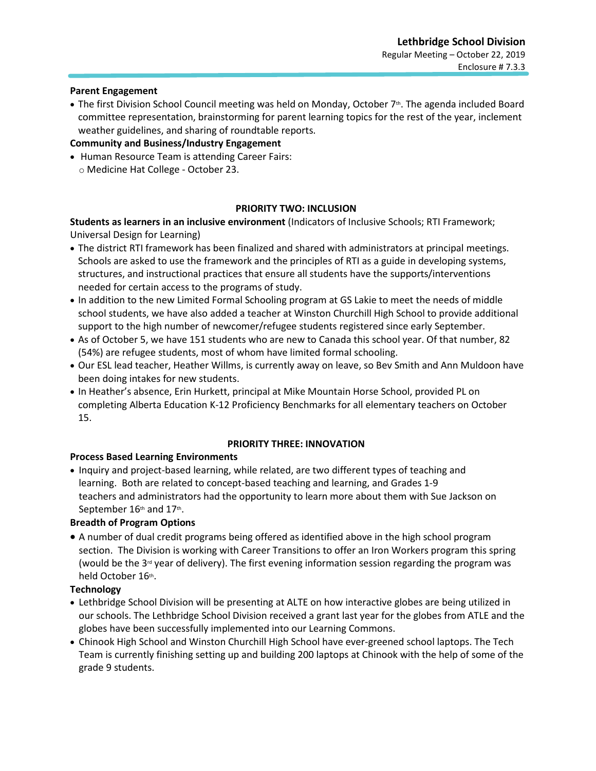**Parent Engagement**

- The first Division School Council meeting was held on Monday, October 7th. The agenda included Board committee representation, brainstorming for parent learning topics for the rest of the year, inclement weather guidelines, and sharing of roundtable reports.

**Community and Business/Industry Engagement**

- Human Resource Team is attending Career Fairs:
  - Medicine Hat College - October 23.

## PRIORITY TWO: INCLUSION

**Students as learners in an inclusive environment** (Indicators of Inclusive Schools; RTI Framework; Universal Design for Learning)

- The district RTI framework has been finalized and shared with administrators at principal meetings. Schools are asked to use the framework and the principles of RTI as a guide in developing systems, structures, and instructional practices that ensure all students have the supports/interventions needed for certain access to the programs of study.
- In addition to the new Limited Formal Schooling program at GS Lakie to meet the needs of middle school students, we have also added a teacher at Winston Churchill High School to provide additional support to the high number of newcomer/refugee students registered since early September.
- As of October 5, we have 151 students who are new to Canada this school year. Of that number, 82 (54%) are refugee students, most of whom have limited formal schooling.
- Our ESL lead teacher, Heather Willms, is currently away on leave, so Bev Smith and Ann Muldoon have been doing intakes for new students.
- In Heather's absence, Erin Hurkett, principal at Mike Mountain Horse School, provided PL on completing Alberta Education K-12 Proficiency Benchmarks for all elementary teachers on October 15.

## PRIORITY THREE: INNOVATION

**Process Based Learning Environments**

- Inquiry and project-based learning, while related, are two different types of teaching and learning. Both are related to concept-based teaching and learning, and Grades 1-9 teachers and administrators had the opportunity to learn more about them with Sue Jackson on September 16th and 17th.

**Breadth of Program Options**

- A number of dual credit programs being offered as identified above in the high school program section. The Division is working with Career Transitions to offer an Iron Workers program this spring (would be the 3rd year of delivery). The first evening information session regarding the program was held October 16th.

**Technology**

- Lethbridge School Division will be presenting at ALTE on how interactive globes are being utilized in our schools. The Lethbridge School Division received a grant last year for the globes from ATLE and the globes have been successfully implemented into our Learning Commons.
- Chinook High School and Winston Churchill High School have ever-greened school laptops. The Tech Team is currently finishing setting up and building 200 laptops at Chinook with the help of some of the grade 9 students.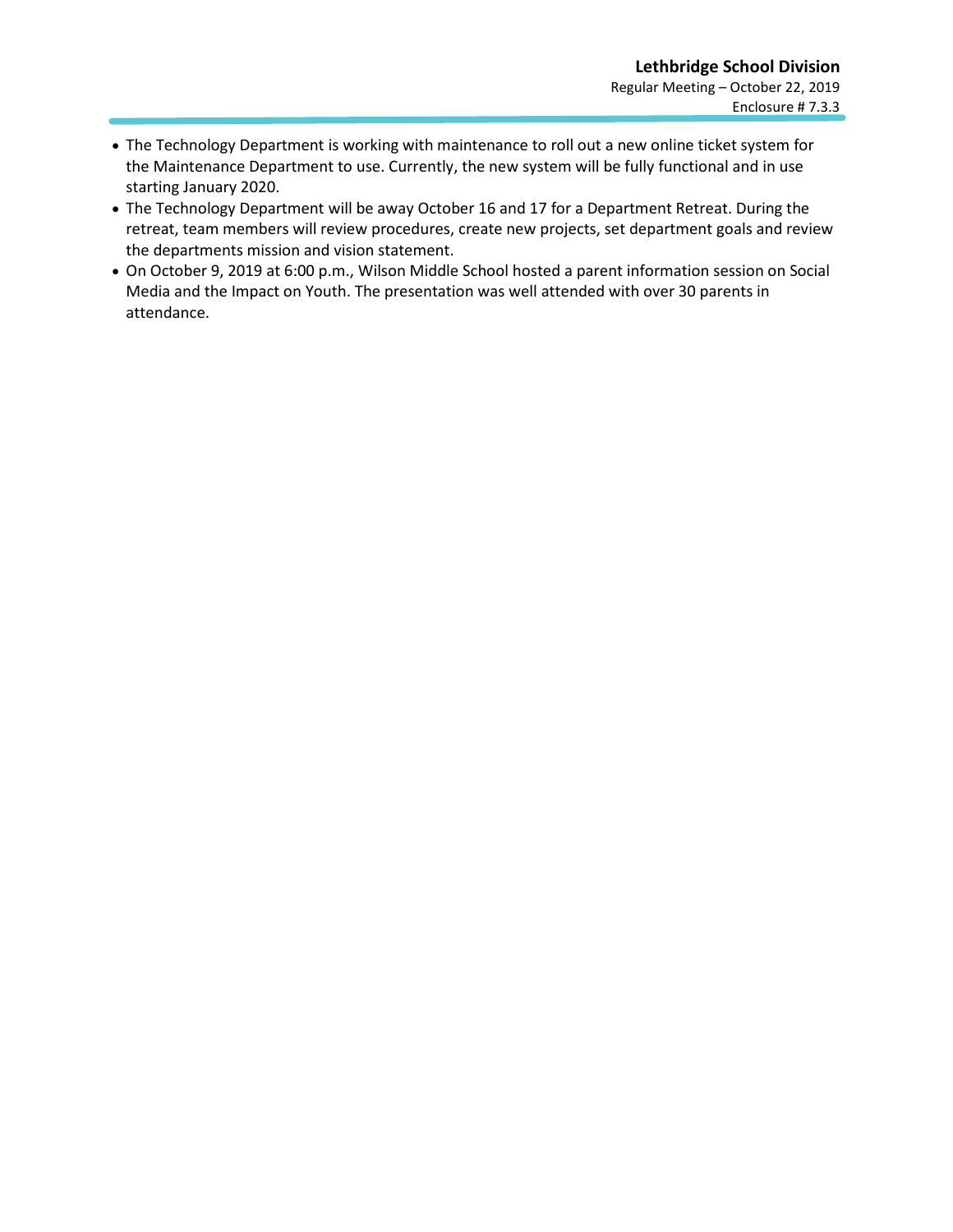- The Technology Department is working with maintenance to roll out a new online ticket system for the Maintenance Department to use. Currently, the new system will be fully functional and in use starting January 2020.
- The Technology Department will be away October 16 and 17 for a Department Retreat. During the retreat, team members will review procedures, create new projects, set department goals and review the departments mission and vision statement.
- On October 9, 2019 at 6:00 p.m., Wilson Middle School hosted a parent information session on Social Media and the Impact on Youth. The presentation was well attended with over 30 parents in attendance.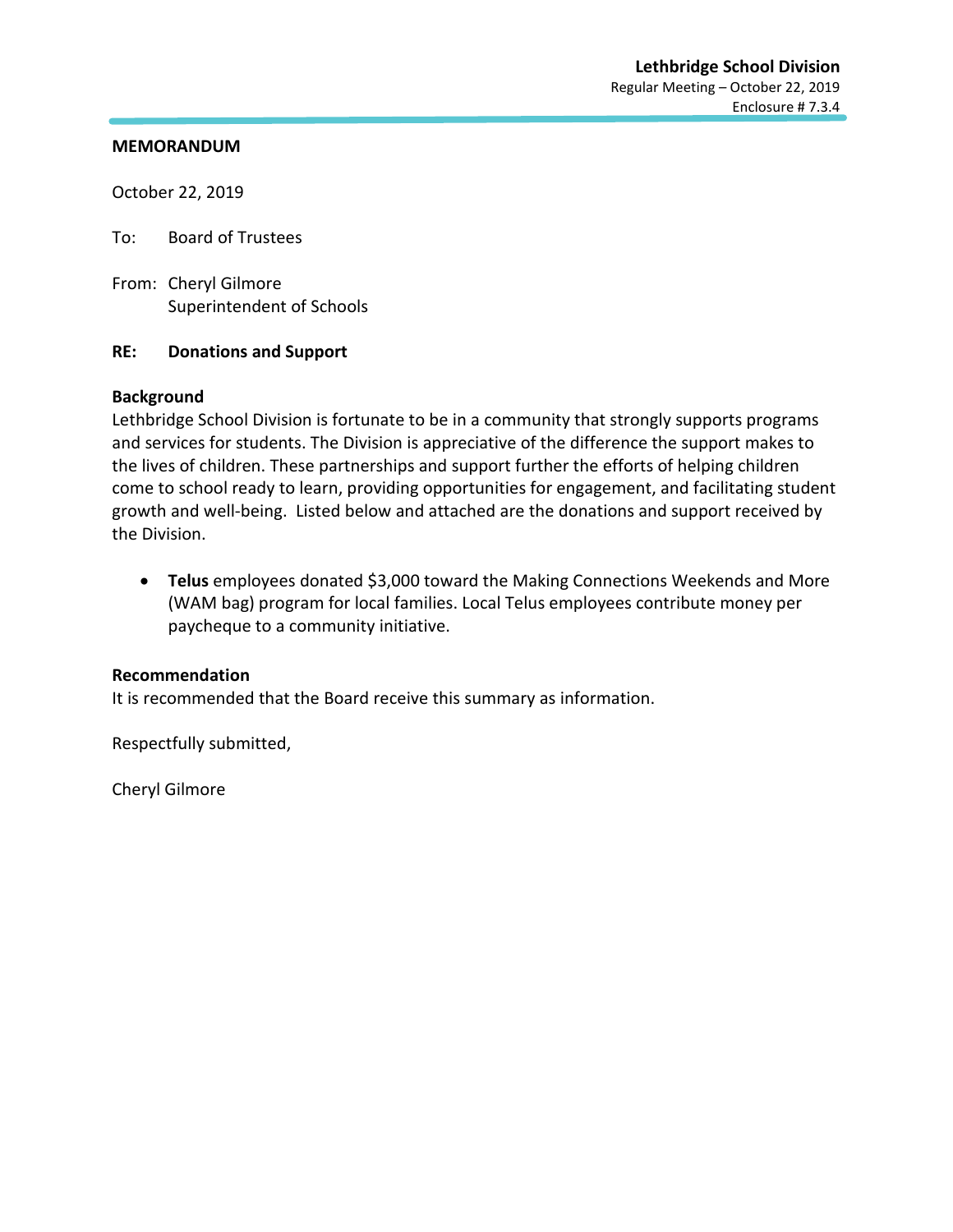**Lethbridge School Division**
Regular Meeting – October 22, 2019
Enclosure # 7.3.4

**MEMORANDUM**

October 22, 2019

To: Board of Trustees

From: Cheryl Gilmore
Superintendent of Schools

**RE: Donations and Support**

**Background**

Lethbridge School Division is fortunate to be in a community that strongly supports programs and services for students. The Division is appreciative of the difference the support makes to the lives of children. These partnerships and support further the efforts of helping children come to school ready to learn, providing opportunities for engagement, and facilitating student growth and well-being. Listed below and attached are the donations and support received by the Division.

- **Telus** employees donated $3,000 toward the Making Connections Weekends and More (WAM bag) program for local families. Local Telus employees contribute money per paycheque to a community initiative.

**Recommendation**

It is recommended that the Board receive this summary as information.

Respectfully submitted,

Cheryl Gilmore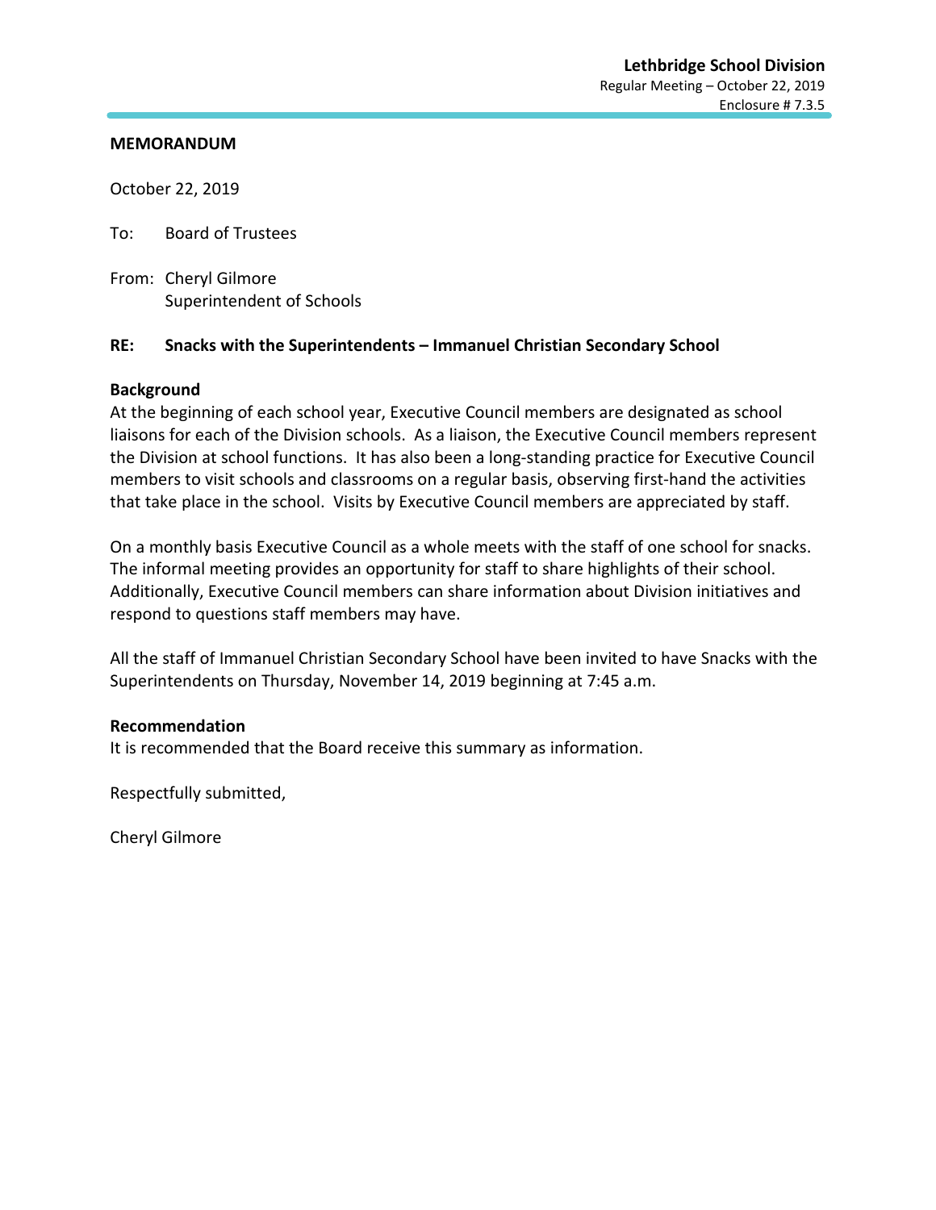**MEMORANDUM**

October 22, 2019

To: Board of Trustees

From: Cheryl Gilmore
Superintendent of Schools

**RE: Snacks with the Superintendents – Immanuel Christian Secondary School**

**Background**

At the beginning of each school year, Executive Council members are designated as school liaisons for each of the Division schools. As a liaison, the Executive Council members represent the Division at school functions. It has also been a long-standing practice for Executive Council members to visit schools and classrooms on a regular basis, observing first-hand the activities that take place in the school. Visits by Executive Council members are appreciated by staff.

On a monthly basis Executive Council as a whole meets with the staff of one school for snacks. The informal meeting provides an opportunity for staff to share highlights of their school. Additionally, Executive Council members can share information about Division initiatives and respond to questions staff members may have.

All the staff of Immanuel Christian Secondary School have been invited to have Snacks with the Superintendents on Thursday, November 14, 2019 beginning at 7:45 a.m.

**Recommendation**

It is recommended that the Board receive this summary as information.

Respectfully submitted,

Cheryl Gilmore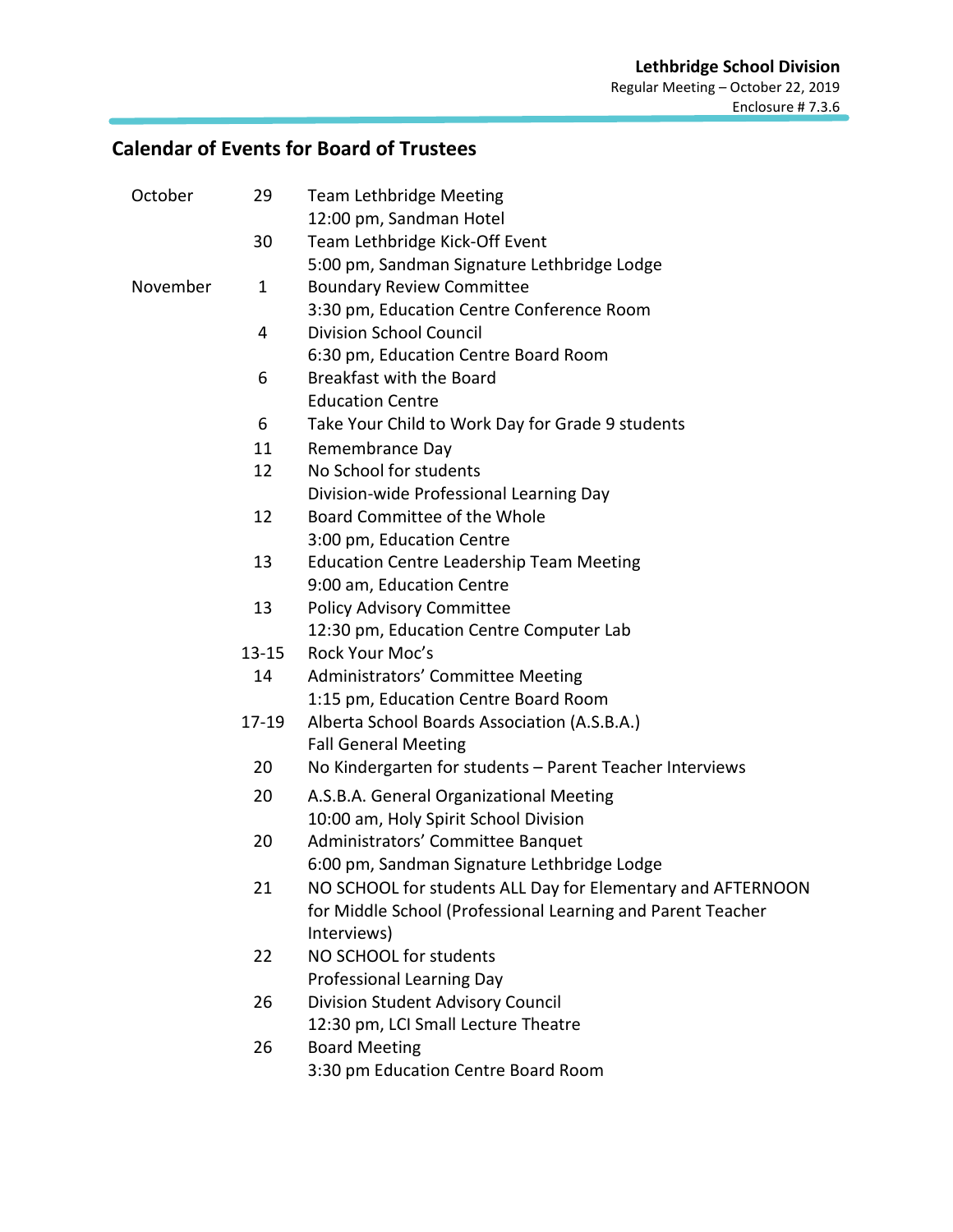Lethbridge School Division
Regular Meeting – October 22, 2019
Enclosure # 7.3.6

## Calendar of Events for Board of Trustees

| Month | Date | Event |
|---|---|---|
| October | 29 | Team Lethbridge Meeting<br>12:00 pm, Sandman Hotel |
| | 30 | Team Lethbridge Kick-Off Event<br>5:00 pm, Sandman Signature Lethbridge Lodge |
| November | 1 | Boundary Review Committee<br>3:30 pm, Education Centre Conference Room |
| | 4 | Division School Council<br>6:30 pm, Education Centre Board Room |
| | 6 | Breakfast with the Board<br>Education Centre |
| | 6 | Take Your Child to Work Day for Grade 9 students |
| | 11 | Remembrance Day |
| | 12 | No School for students<br>Division-wide Professional Learning Day |
| | 12 | Board Committee of the Whole<br>3:00 pm, Education Centre |
| | 13 | Education Centre Leadership Team Meeting<br>9:00 am, Education Centre |
| | 13 | Policy Advisory Committee<br>12:30 pm, Education Centre Computer Lab |
| | 13-15 | Rock Your Moc's |
| | 14 | Administrators' Committee Meeting<br>1:15 pm, Education Centre Board Room |
| | 17-19 | Alberta School Boards Association (A.S.B.A.)<br>Fall General Meeting |
| | 20 | No Kindergarten for students – Parent Teacher Interviews |
| | 20 | A.S.B.A. General Organizational Meeting<br>10:00 am, Holy Spirit School Division |
| | 20 | Administrators' Committee Banquet<br>6:00 pm, Sandman Signature Lethbridge Lodge |
| | 21 | NO SCHOOL for students ALL Day for Elementary and AFTERNOON for Middle School (Professional Learning and Parent Teacher Interviews) |
| | 22 | NO SCHOOL for students<br>Professional Learning Day |
| | 26 | Division Student Advisory Council<br>12:30 pm, LCI Small Lecture Theatre |
| | 26 | Board Meeting<br>3:30 pm Education Centre Board Room |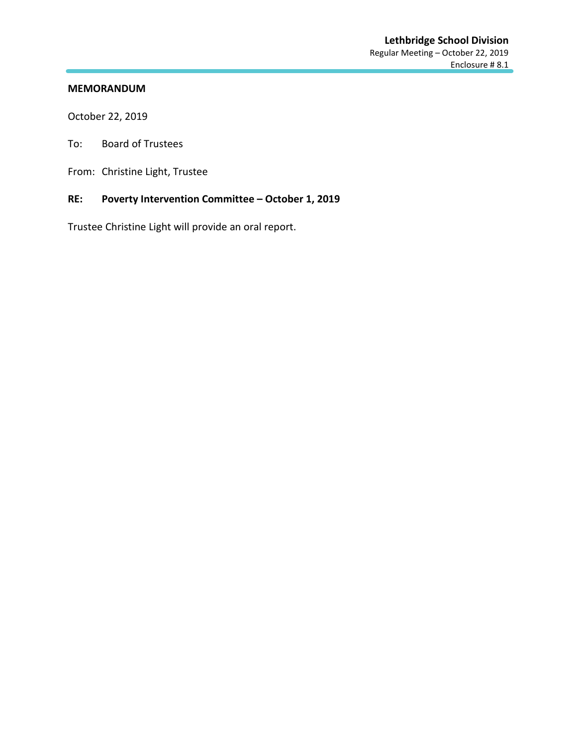**Lethbridge School Division**
Regular Meeting – October 22, 2019
Enclosure # 8.1

**MEMORANDUM**

October 22, 2019

To: Board of Trustees

From: Christine Light, Trustee

**RE: Poverty Intervention Committee – October 1, 2019**

Trustee Christine Light will provide an oral report.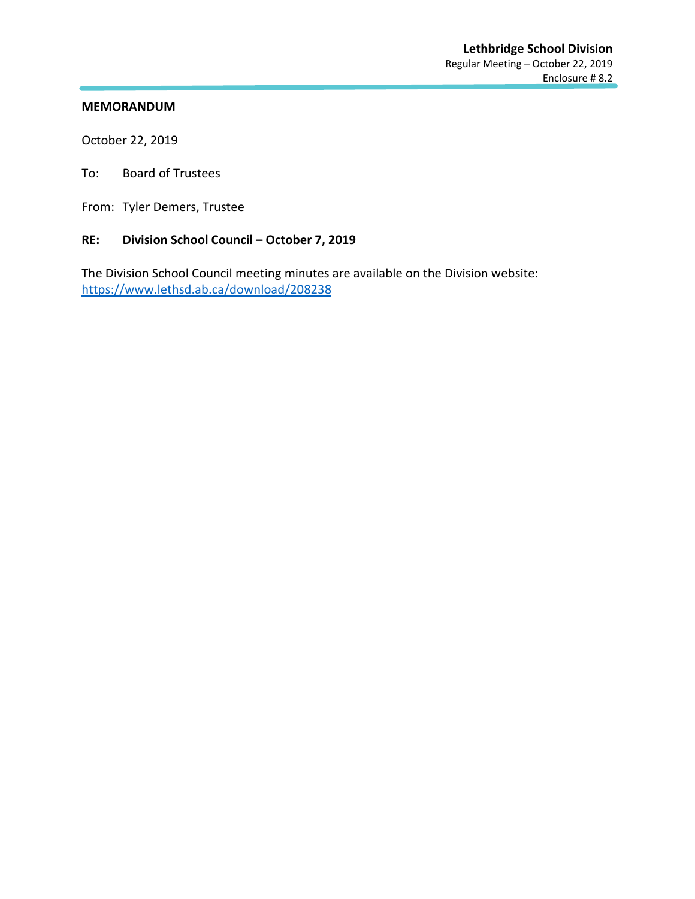**MEMORANDUM**

October 22, 2019

To: Board of Trustees

From: Tyler Demers, Trustee

**RE: Division School Council – October 7, 2019**

The Division School Council meeting minutes are available on the Division website:
https://www.lethsd.ab.ca/download/208238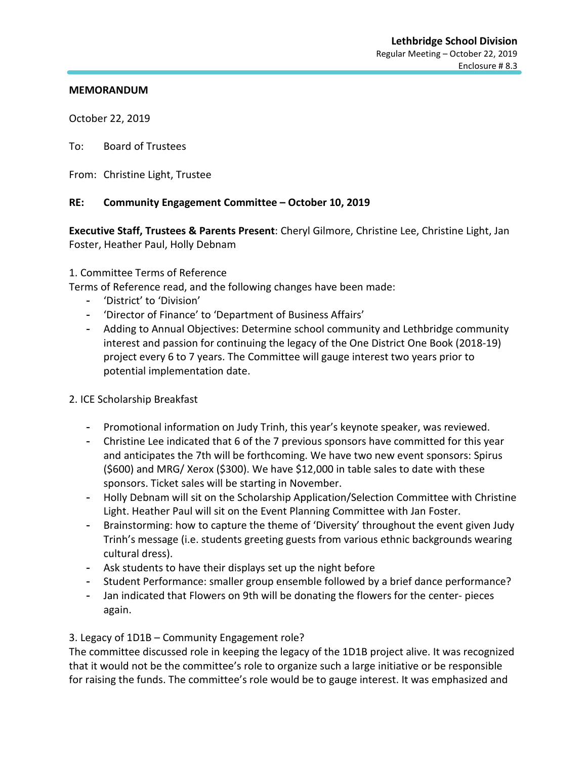**MEMORANDUM**

October 22, 2019

To: Board of Trustees

From: Christine Light, Trustee

**RE: Community Engagement Committee – October 10, 2019**

**Executive Staff, Trustees & Parents Present**: Cheryl Gilmore, Christine Lee, Christine Light, Jan Foster, Heather Paul, Holly Debnam

1. Committee Terms of Reference

Terms of Reference read, and the following changes have been made:

- 'District' to 'Division'
- 'Director of Finance' to 'Department of Business Affairs'
- Adding to Annual Objectives: Determine school community and Lethbridge community interest and passion for continuing the legacy of the One District One Book (2018-19) project every 6 to 7 years. The Committee will gauge interest two years prior to potential implementation date.

2. ICE Scholarship Breakfast

- Promotional information on Judy Trinh, this year's keynote speaker, was reviewed.
- Christine Lee indicated that 6 of the 7 previous sponsors have committed for this year and anticipates the 7th will be forthcoming. We have two new event sponsors: Spirus ($600) and MRG/ Xerox ($300). We have $12,000 in table sales to date with these sponsors. Ticket sales will be starting in November.
- Holly Debnam will sit on the Scholarship Application/Selection Committee with Christine Light. Heather Paul will sit on the Event Planning Committee with Jan Foster.
- Brainstorming: how to capture the theme of 'Diversity' throughout the event given Judy Trinh's message (i.e. students greeting guests from various ethnic backgrounds wearing cultural dress).
- Ask students to have their displays set up the night before
- Student Performance: smaller group ensemble followed by a brief dance performance?
- Jan indicated that Flowers on 9th will be donating the flowers for the center- pieces again.

3. Legacy of 1D1B – Community Engagement role?

The committee discussed role in keeping the legacy of the 1D1B project alive. It was recognized that it would not be the committee's role to organize such a large initiative or be responsible for raising the funds. The committee's role would be to gauge interest. It was emphasized and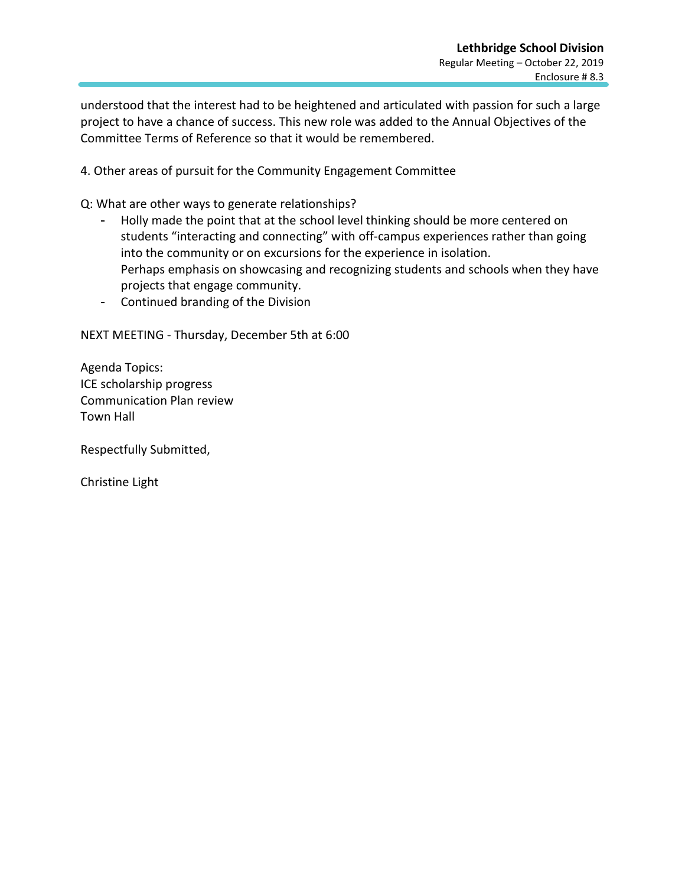understood that the interest had to be heightened and articulated with passion for such a large project to have a chance of success. This new role was added to the Annual Objectives of the Committee Terms of Reference so that it would be remembered.

4. Other areas of pursuit for the Community Engagement Committee

Q: What are other ways to generate relationships?

- Holly made the point that at the school level thinking should be more centered on students "interacting and connecting" with off-campus experiences rather than going into the community or on excursions for the experience in isolation.
  Perhaps emphasis on showcasing and recognizing students and schools when they have projects that engage community.
- Continued branding of the Division

NEXT MEETING - Thursday, December 5th at 6:00

Agenda Topics:
ICE scholarship progress
Communication Plan review
Town Hall

Respectfully Submitted,

Christine Light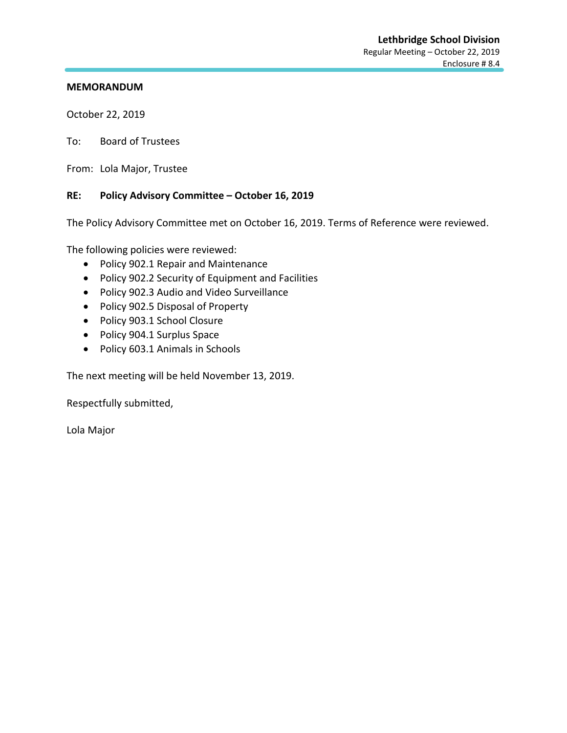**Lethbridge School Division**
Regular Meeting – October 22, 2019
Enclosure # 8.4

**MEMORANDUM**

October 22, 2019

To: Board of Trustees

From: Lola Major, Trustee

**RE: Policy Advisory Committee – October 16, 2019**

The Policy Advisory Committee met on October 16, 2019. Terms of Reference were reviewed.

The following policies were reviewed:

- Policy 902.1 Repair and Maintenance
- Policy 902.2 Security of Equipment and Facilities
- Policy 902.3 Audio and Video Surveillance
- Policy 902.5 Disposal of Property
- Policy 903.1 School Closure
- Policy 904.1 Surplus Space
- Policy 603.1 Animals in Schools

The next meeting will be held November 13, 2019.

Respectfully submitted,

Lola Major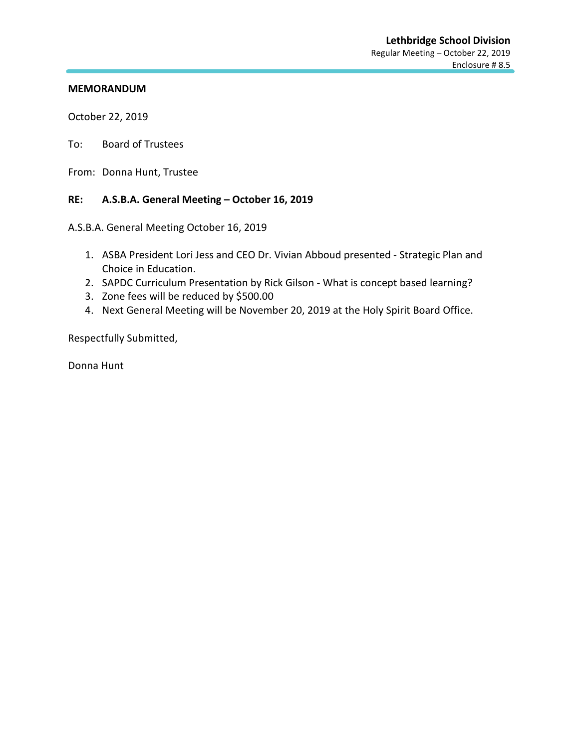**Lethbridge School Division**
Regular Meeting – October 22, 2019
Enclosure # 8.5

**MEMORANDUM**

October 22, 2019

To: Board of Trustees

From: Donna Hunt, Trustee

**RE: A.S.B.A. General Meeting – October 16, 2019**

A.S.B.A. General Meeting October 16, 2019

1. ASBA President Lori Jess and CEO Dr. Vivian Abboud presented - Strategic Plan and Choice in Education.
2. SAPDC Curriculum Presentation by Rick Gilson - What is concept based learning?
3. Zone fees will be reduced by $500.00
4. Next General Meeting will be November 20, 2019 at the Holy Spirit Board Office.

Respectfully Submitted,

Donna Hunt